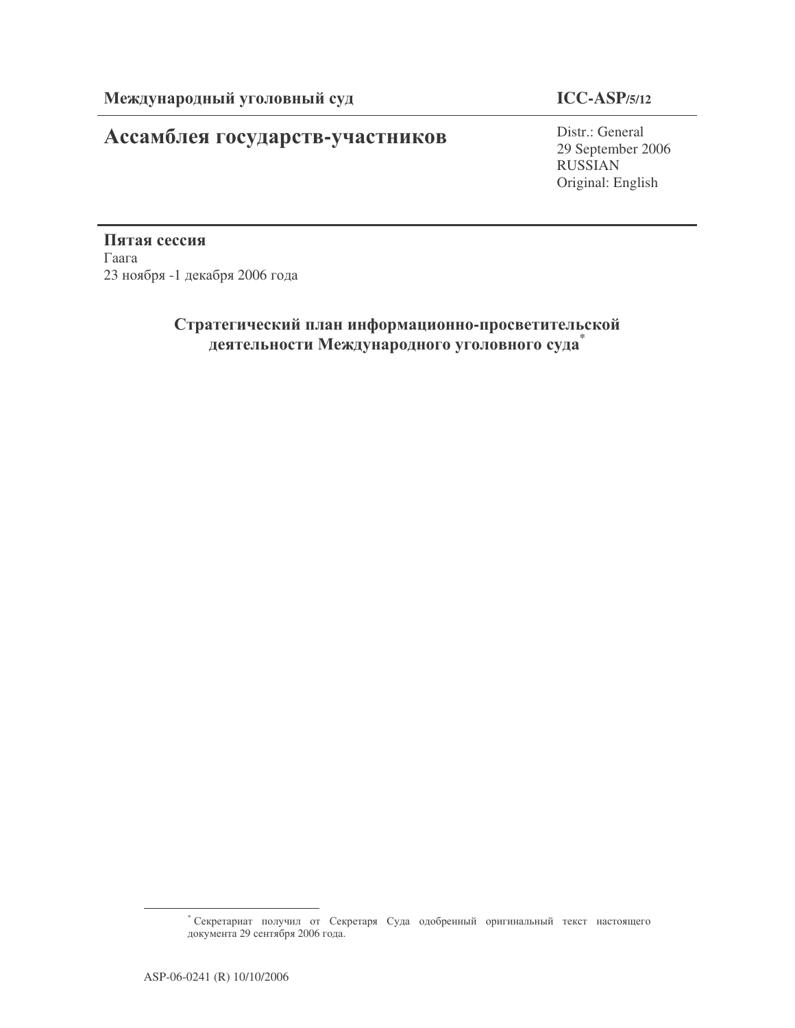**Международный уголовный суд** | **ICC-ASP/5/12**

# Ассамблея государств-участников

Distr.: General
29 September 2006
RUSSIAN
Original: English

**Пятая сессия**
Гаага
23 ноября -1 декабря 2006 года

## Стратегический план информационно-просветительской деятельности Международного уголовного суда*

---

* Секретариат получил от Секретаря Суда одобренный оригинальный текст настоящего документа 29 сентября 2006 года.

ASP-06-0241 (R) 10/10/2006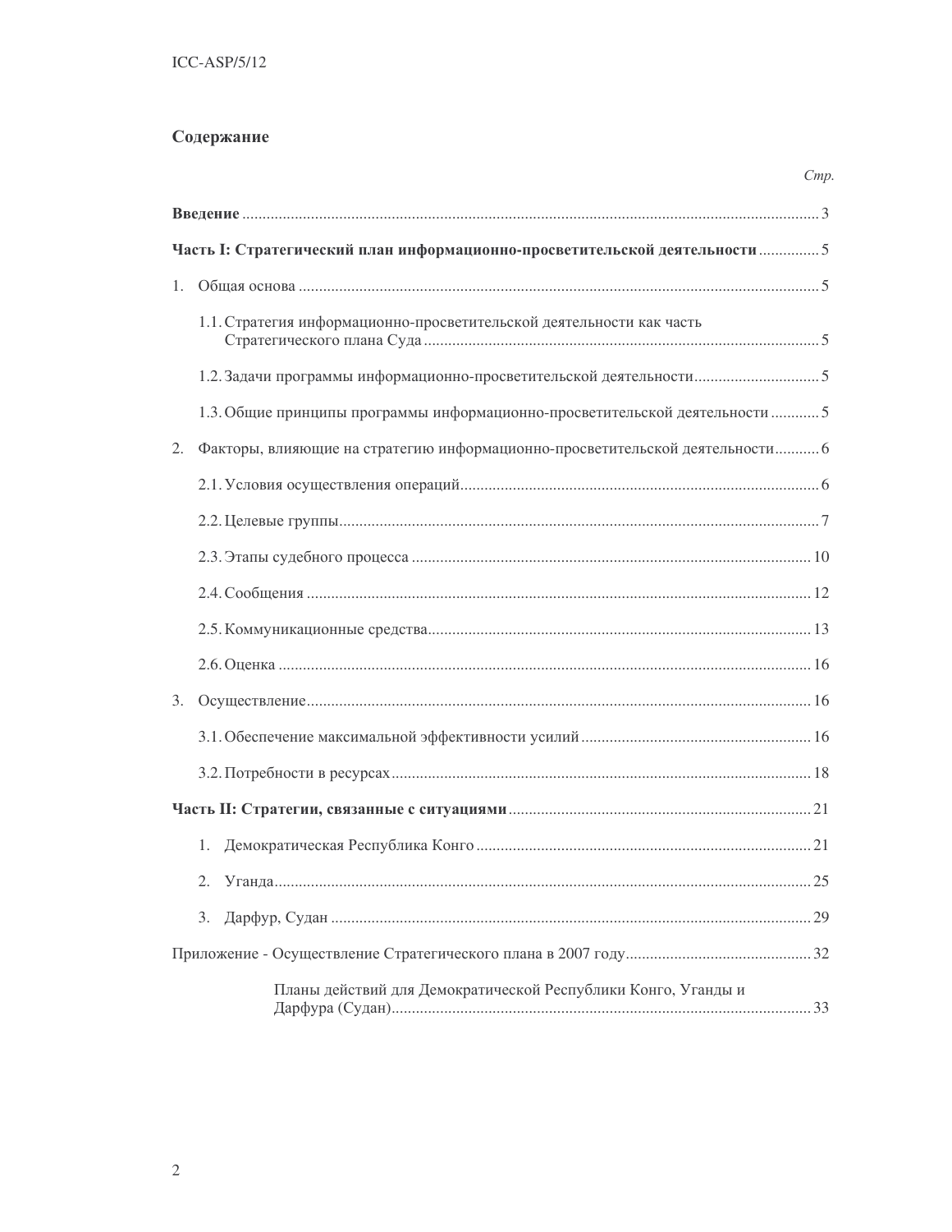## Содержание

*Стр.*

**Введение** ..... 3

**Часть I: Стратегический план информационно-просветительской деятельности** ..... 5

1. Общая основа ..... 5
   - 1.1. Стратегия информационно-просветительской деятельности как часть Стратегического плана Суда ..... 5
   - 1.2. Задачи программы информационно-просветительской деятельности ..... 5
   - 1.3. Общие принципы программы информационно-просветительской деятельности ..... 5
2. Факторы, влияющие на стратегию информационно-просветительской деятельности ..... 6
   - 2.1. Условия осуществления операций ..... 6
   - 2.2. Целевые группы ..... 7
   - 2.3. Этапы судебного процесса ..... 10
   - 2.4. Сообщения ..... 12
   - 2.5. Коммуникационные средства ..... 13
   - 2.6. Оценка ..... 16
3. Осуществление ..... 16
   - 3.1. Обеспечение максимальной эффективности усилий ..... 16
   - 3.2. Потребности в ресурсах ..... 18

**Часть II: Стратегии, связанные с ситуациями** ..... 21

1. Демократическая Республика Конго ..... 21
2. Уганда ..... 25
3. Дарфур, Судан ..... 29

Приложение - Осуществление Стратегического плана в 2007 году ..... 32

Планы действий для Демократической Республики Конго, Уганды и Дарфура (Судан) ..... 33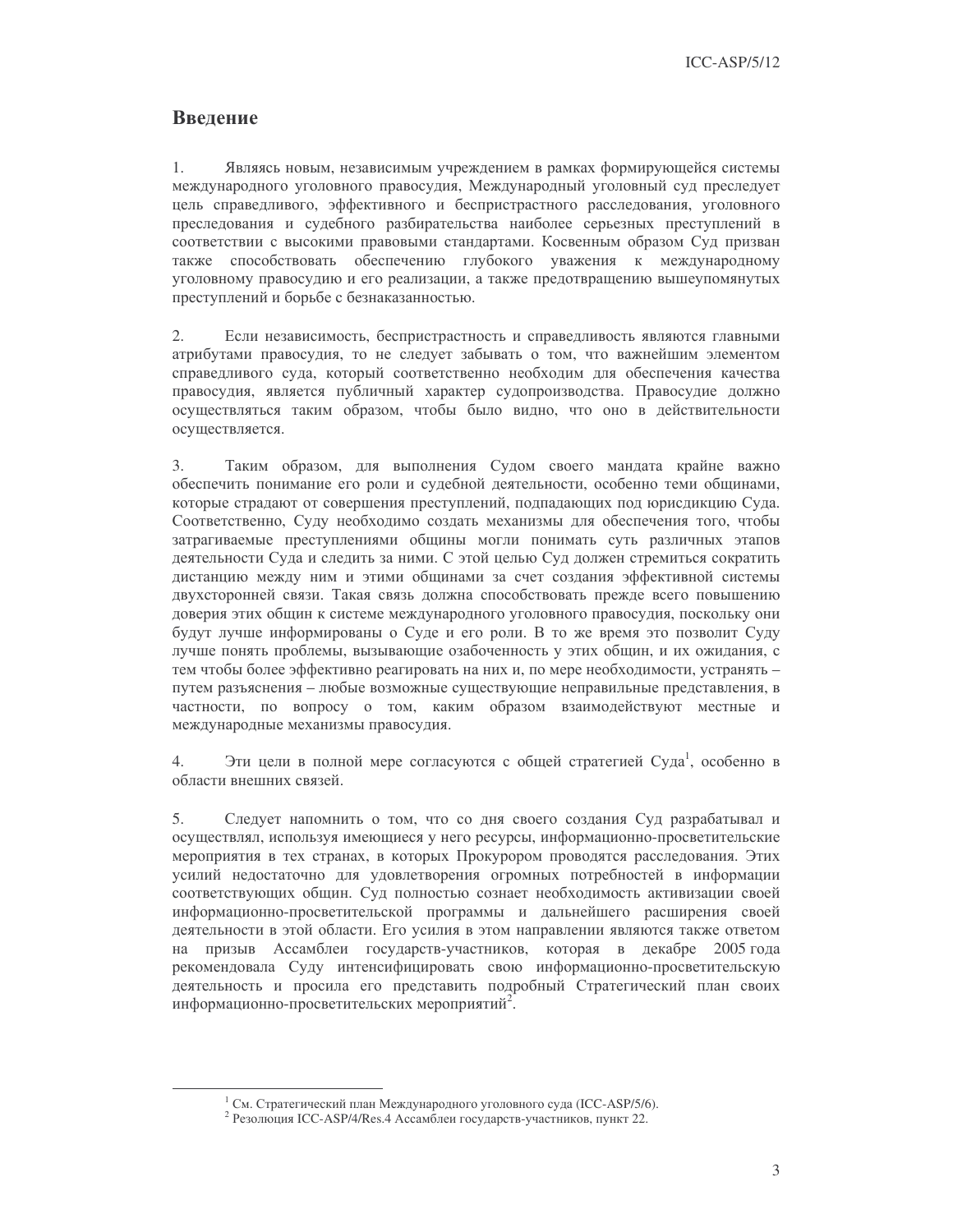## Введение

1. Являясь новым, независимым учреждением в рамках формирующейся системы международного уголовного правосудия, Международный уголовный суд преследует цель справедливого, эффективного и беспристрастного расследования, уголовного преследования и судебного разбирательства наиболее серьезных преступлений в соответствии с высокими правовыми стандартами. Косвенным образом Суд призван также способствовать обеспечению глубокого уважения к международному уголовному правосудию и его реализации, а также предотвращению вышеупомянутых преступлений и борьбе с безнаказанностью.

2. Если независимость, беспристрастность и справедливость являются главными атрибутами правосудия, то не следует забывать о том, что важнейшим элементом справедливого суда, который соответственно необходим для обеспечения качества правосудия, является публичный характер судопроизводства. Правосудие должно осуществляться таким образом, чтобы было видно, что оно в действительности осуществляется.

3. Таким образом, для выполнения Судом своего мандата крайне важно обеспечить понимание его роли и судебной деятельности, особенно теми общинами, которые страдают от совершения преступлений, подпадающих под юрисдикцию Суда. Соответственно, Суду необходимо создать механизмы для обеспечения того, чтобы затрагиваемые преступлениями общины могли понимать суть различных этапов деятельности Суда и следить за ними. С этой целью Суд должен стремиться сократить дистанцию между ним и этими общинами за счет создания эффективной системы двухсторонней связи. Такая связь должна способствовать прежде всего повышению доверия этих общин к системе международного уголовного правосудия, поскольку они будут лучше информированы о Суде и его роли. В то же время это позволит Суду лучше понять проблемы, вызывающие озабоченность у этих общин, и их ожидания, с тем чтобы более эффективно реагировать на них и, по мере необходимости, устранять – путем разъяснения – любые возможные существующие неправильные представления, в частности, по вопросу о том, каким образом взаимодействуют местные и международные механизмы правосудия.

4. Эти цели в полной мере согласуются с общей стратегией Суда[1], особенно в области внешних связей.

5. Следует напомнить о том, что со дня своего создания Суд разрабатывал и осуществлял, используя имеющиеся у него ресурсы, информационно-просветительские мероприятия в тех странах, в которых Прокурором проводятся расследования. Этих усилий недостаточно для удовлетворения огромных потребностей в информации соответствующих общин. Суд полностью сознает необходимость активизации своей информационно-просветительской программы и дальнейшего расширения своей деятельности в этой области. Его усилия в этом направлении являются также ответом на призыв Ассамблеи государств-участников, которая в декабре 2005 года рекомендовала Суду интенсифицировать свою информационно-просветительскую деятельность и просила его представить подробный Стратегический план своих информационно-просветительских мероприятий[2].

---

[1] См. Стратегический план Международного уголовного суда (ICC-ASP/5/6).

[2] Резолюция ICC-ASP/4/Res.4 Ассамблеи государств-участников, пункт 22.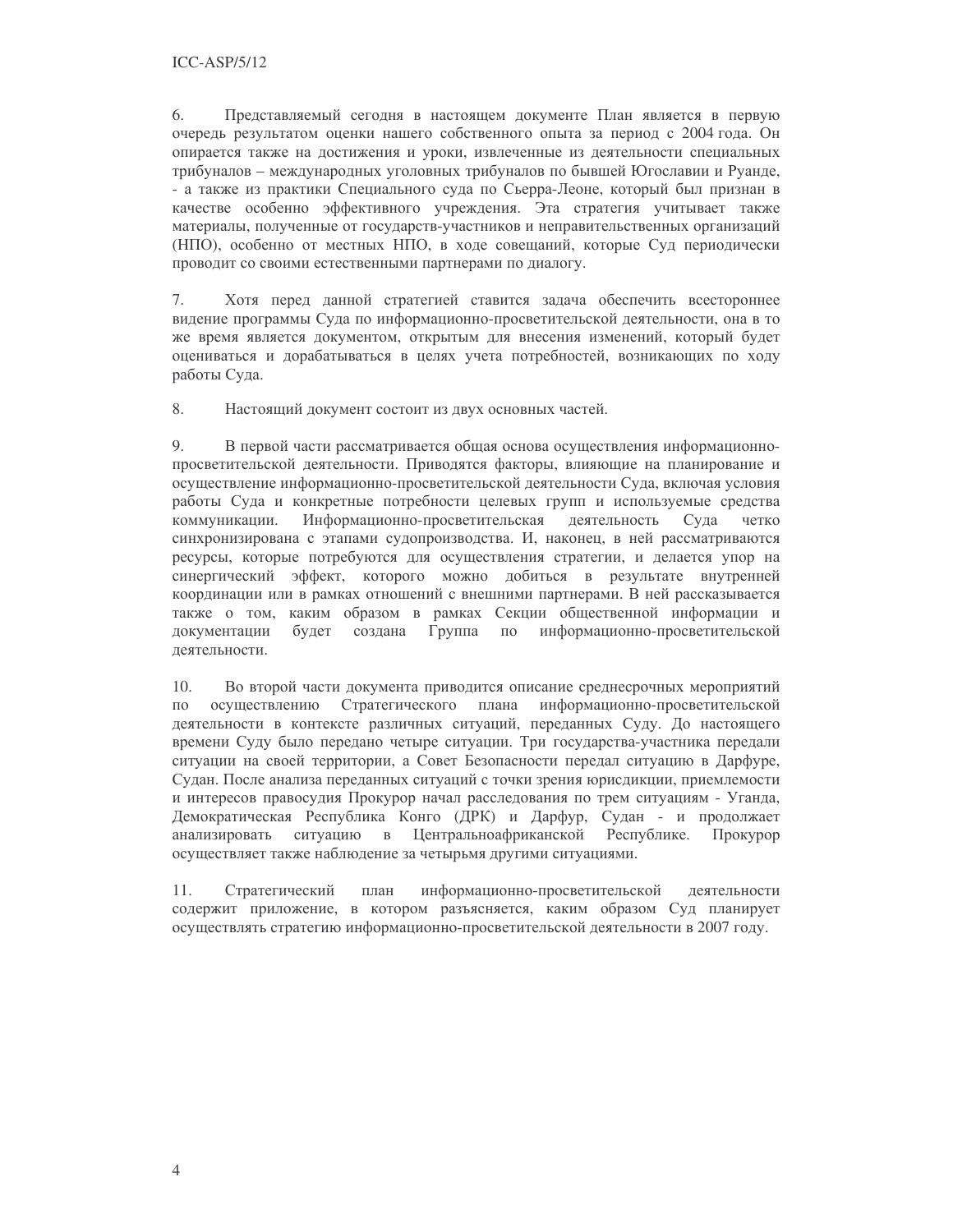6. Представляемый сегодня в настоящем документе План является в первую очередь результатом оценки нашего собственного опыта за период с 2004 года. Он опирается также на достижения и уроки, извлеченные из деятельности специальных трибуналов – международных уголовных трибуналов по бывшей Югославии и Руанде, - а также из практики Специального суда по Сьерра-Леоне, который был признан в качестве особенно эффективного учреждения. Эта стратегия учитывает также материалы, полученные от государств-участников и неправительственных организаций (НПО), особенно от местных НПО, в ходе совещаний, которые Суд периодически проводит со своими естественными партнерами по диалогу.

7. Хотя перед данной стратегией ставится задача обеспечить всестороннее видение программы Суда по информационно-просветительской деятельности, она в то же время является документом, открытым для внесения изменений, который будет оцениваться и дорабатываться в целях учета потребностей, возникающих по ходу работы Суда.

8. Настоящий документ состоит из двух основных частей.

9. В первой части рассматривается общая основа осуществления информационно-просветительской деятельности. Приводятся факторы, влияющие на планирование и осуществление информационно-просветительской деятельности Суда, включая условия работы Суда и конкретные потребности целевых групп и используемые средства коммуникации. Информационно-просветительская деятельность Суда четко синхронизирована с этапами судопроизводства. И, наконец, в ней рассматриваются ресурсы, которые потребуются для осуществления стратегии, и делается упор на синергический эффект, которого можно добиться в результате внутренней координации или в рамках отношений с внешними партнерами. В ней рассказывается также о том, каким образом в рамках Секции общественной информации и документации будет создана Группа по информационно-просветительской деятельности.

10. Во второй части документа приводится описание среднесрочных мероприятий по осуществлению Стратегического плана информационно-просветительской деятельности в контексте различных ситуаций, переданных Суду. До настоящего времени Суду было передано четыре ситуации. Три государства-участника передали ситуации на своей территории, а Совет Безопасности передал ситуацию в Дарфуре, Судан. После анализа переданных ситуаций с точки зрения юрисдикции, приемлемости и интересов правосудия Прокурор начал расследования по трем ситуациям - Уганда, Демократическая Республика Конго (ДРК) и Дарфур, Судан - и продолжает анализировать ситуацию в Центральноафриканской Республике. Прокурор осуществляет также наблюдение за четырьмя другими ситуациями.

11. Стратегический план информационно-просветительской деятельности содержит приложение, в котором разъясняется, каким образом Суд планирует осуществлять стратегию информационно-просветительской деятельности в 2007 году.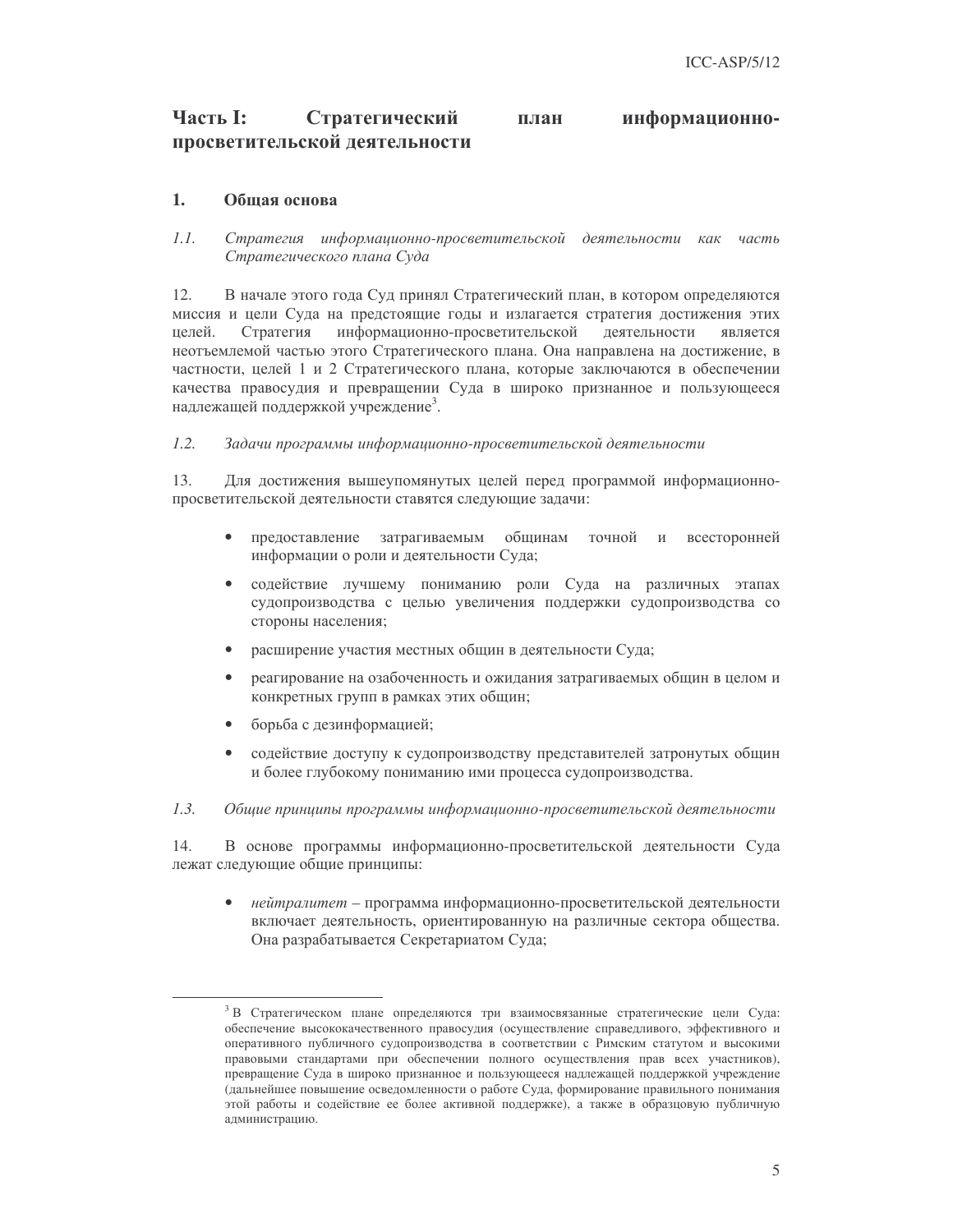# Часть I: Стратегический план информационно-просветительской деятельности

## 1. Общая основа

### *1.1. Стратегия информационно-просветительской деятельности как часть Стратегического плана Суда*

12. В начале этого года Суд принял Стратегический план, в котором определяются миссия и цели Суда на предстоящие годы и излагается стратегия достижения этих целей. Стратегия информационно-просветительской деятельности является неотъемлемой частью этого Стратегического плана. Она направлена на достижение, в частности, целей 1 и 2 Стратегического плана, которые заключаются в обеспечении качества правосудия и превращении Суда в широко признанное и пользующееся надлежащей поддержкой учреждение[3].

### *1.2. Задачи программы информационно-просветительской деятельности*

13. Для достижения вышеупомянутых целей перед программой информационно-просветительской деятельности ставятся следующие задачи:

- предоставление затрагиваемым общинам точной и всесторонней информации о роли и деятельности Суда;
- содействие лучшему пониманию роли Суда на различных этапах судопроизводства с целью увеличения поддержки судопроизводства со стороны населения;
- расширение участия местных общин в деятельности Суда;
- реагирование на озабоченность и ожидания затрагиваемых общин в целом и конкретных групп в рамках этих общин;
- борьба с дезинформацией;
- содействие доступу к судопроизводству представителей затронутых общин и более глубокому пониманию ими процесса судопроизводства.

### *1.3. Общие принципы программы информационно-просветительской деятельности*

14. В основе программы информационно-просветительской деятельности Суда лежат следующие общие принципы:

- *нейтралитет* – программа информационно-просветительской деятельности включает деятельность, ориентированную на различные сектора общества. Она разрабатывается Секретариатом Суда;

---

[3] В Стратегическом плане определяются три взаимосвязанные стратегические цели Суда: обеспечение высококачественного правосудия (осуществление справедливого, эффективного и оперативного публичного судопроизводства в соответствии с Римским статутом и высокими правовыми стандартами при обеспечении полного осуществления прав всех участников), превращение Суда в широко признанное и пользующееся надлежащей поддержкой учреждение (дальнейшее повышение осведомленности о работе Суда, формирование правильного понимания этой работы и содействие ее более активной поддержке), а также в образцовую публичную администрацию.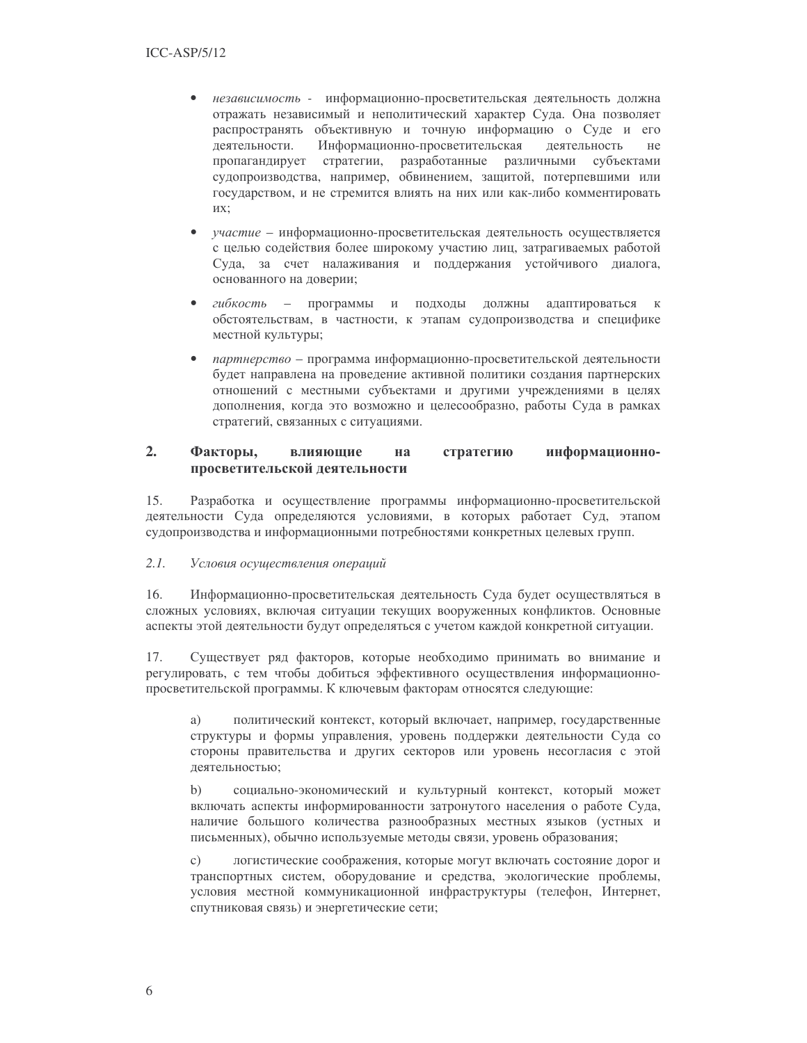- *независимость* - информационно-просветительская деятельность должна отражать независимый и неполитический характер Суда. Она позволяет распространять объективную и точную информацию о Суде и его деятельности. Информационно-просветительская деятельность не пропагандирует стратегии, разработанные различными субъектами судопроизводства, например, обвинением, защитой, потерпевшими или государством, и не стремится влиять на них или как-либо комментировать их;

- *участие* – информационно-просветительская деятельность осуществляется с целью содействия более широкому участию лиц, затрагиваемых работой Суда, за счет налаживания и поддержания устойчивого диалога, основанного на доверии;

- *гибкость* – программы и подходы должны адаптироваться к обстоятельствам, в частности, к этапам судопроизводства и специфике местной культуры;

- *партнерство* – программа информационно-просветительской деятельности будет направлена на проведение активной политики создания партнерских отношений с местными субъектами и другими учреждениями в целях дополнения, когда это возможно и целесообразно, работы Суда в рамках стратегий, связанных с ситуациями.

## 2. Факторы, влияющие на стратегию информационно-просветительской деятельности

15. Разработка и осуществление программы информационно-просветительской деятельности Суда определяются условиями, в которых работает Суд, этапом судопроизводства и информационными потребностями конкретных целевых групп.

### *2.1. Условия осуществления операций*

16. Информационно-просветительская деятельность Суда будет осуществляться в сложных условиях, включая ситуации текущих вооруженных конфликтов. Основные аспекты этой деятельности будут определяться с учетом каждой конкретной ситуации.

17. Существует ряд факторов, которые необходимо принимать во внимание и регулировать, с тем чтобы добиться эффективного осуществления информационно-просветительской программы. К ключевым факторам относятся следующие:

a) политический контекст, который включает, например, государственные структуры и формы управления, уровень поддержки деятельности Суда со стороны правительства и других секторов или уровень несогласия с этой деятельностью;

b) социально-экономический и культурный контекст, который может включать аспекты информированности затронутого населения о работе Суда, наличие большого количества разнообразных местных языков (устных и письменных), обычно используемые методы связи, уровень образования;

c) логистические соображения, которые могут включать состояние дорог и транспортных систем, оборудование и средства, экологические проблемы, условия местной коммуникационной инфраструктуры (телефон, Интернет, спутниковая связь) и энергетические сети;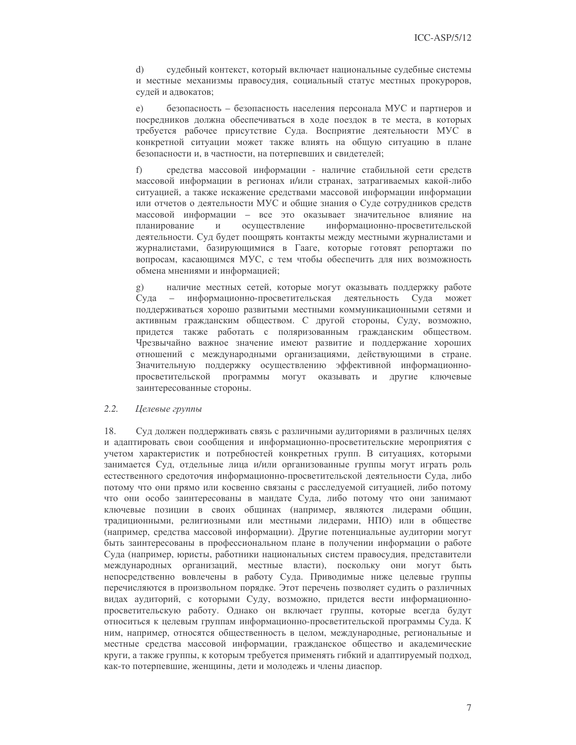d) судебный контекст, который включает национальные судебные системы и местные механизмы правосудия, социальный статус местных прокуроров, судей и адвокатов;

e) безопасность – безопасность населения персонала МУС и партнеров и посредников должна обеспечиваться в ходе поездок в те места, в которых требуется рабочее присутствие Суда. Восприятие деятельности МУС в конкретной ситуации может также влиять на общую ситуацию в плане безопасности и, в частности, на потерпевших и свидетелей;

f) средства массовой информации - наличие стабильной сети средств массовой информации в регионах и/или странах, затрагиваемых какой-либо ситуацией, а также искажение средствами массовой информации информации или отчетов о деятельности МУС и общие знания о Суде сотрудников средств массовой информации – все это оказывает значительное влияние на планирование и осуществление информационно-просветительской деятельности. Суд будет поощрять контакты между местными журналистами и журналистами, базирующимися в Гааге, которые готовят репортажи по вопросам, касающимся МУС, с тем чтобы обеспечить для них возможность обмена мнениями и информацией;

g) наличие местных сетей, которые могут оказывать поддержку работе Суда – информационно-просветительская деятельность Суда может поддерживаться хорошо развитыми местными коммуникационными сетями и активным гражданским обществом. С другой стороны, Суду, возможно, придется также работать с поляризованным гражданским обществом. Чрезвычайно важное значение имеют развитие и поддержание хороших отношений с международными организациями, действующими в стране. Значительную поддержку осуществлению эффективной информационно-просветительской программы могут оказывать и другие ключевые заинтересованные стороны.

### 2.2. *Целевые группы*

18. Суд должен поддерживать связь с различными аудиториями в различных целях и адаптировать свои сообщения и информационно-просветительские мероприятия с учетом характеристик и потребностей конкретных групп. В ситуациях, которыми занимается Суд, отдельные лица и/или организованные группы могут играть роль естественного средоточия информационно-просветительской деятельности Суда, либо потому что они прямо или косвенно связаны с расследуемой ситуацией, либо потому что они особо заинтересованы в мандате Суда, либо потому что они занимают ключевые позиции в своих общинах (например, являются лидерами общин, традиционными, религиозными или местными лидерами, НПО) или в обществе (например, средства массовой информации). Другие потенциальные аудитории могут быть заинтересованы в профессиональном плане в получении информации о работе Суда (например, юристы, работники национальных систем правосудия, представители международных организаций, местные власти), поскольку они могут быть непосредственно вовлечены в работу Суда. Приводимые ниже целевые группы перечисляются в произвольном порядке. Этот перечень позволяет судить о различных видах аудиторий, с которыми Суду, возможно, придется вести информационно-просветительскую работу. Однако он включает группы, которые всегда будут относиться к целевым группам информационно-просветительской программы Суда. К ним, например, относятся общественность в целом, международные, региональные и местные средства массовой информации, гражданское общество и академические круги, а также группы, к которым требуется применять гибкий и адаптируемый подход, как-то потерпевшие, женщины, дети и молодежь и члены диаспор.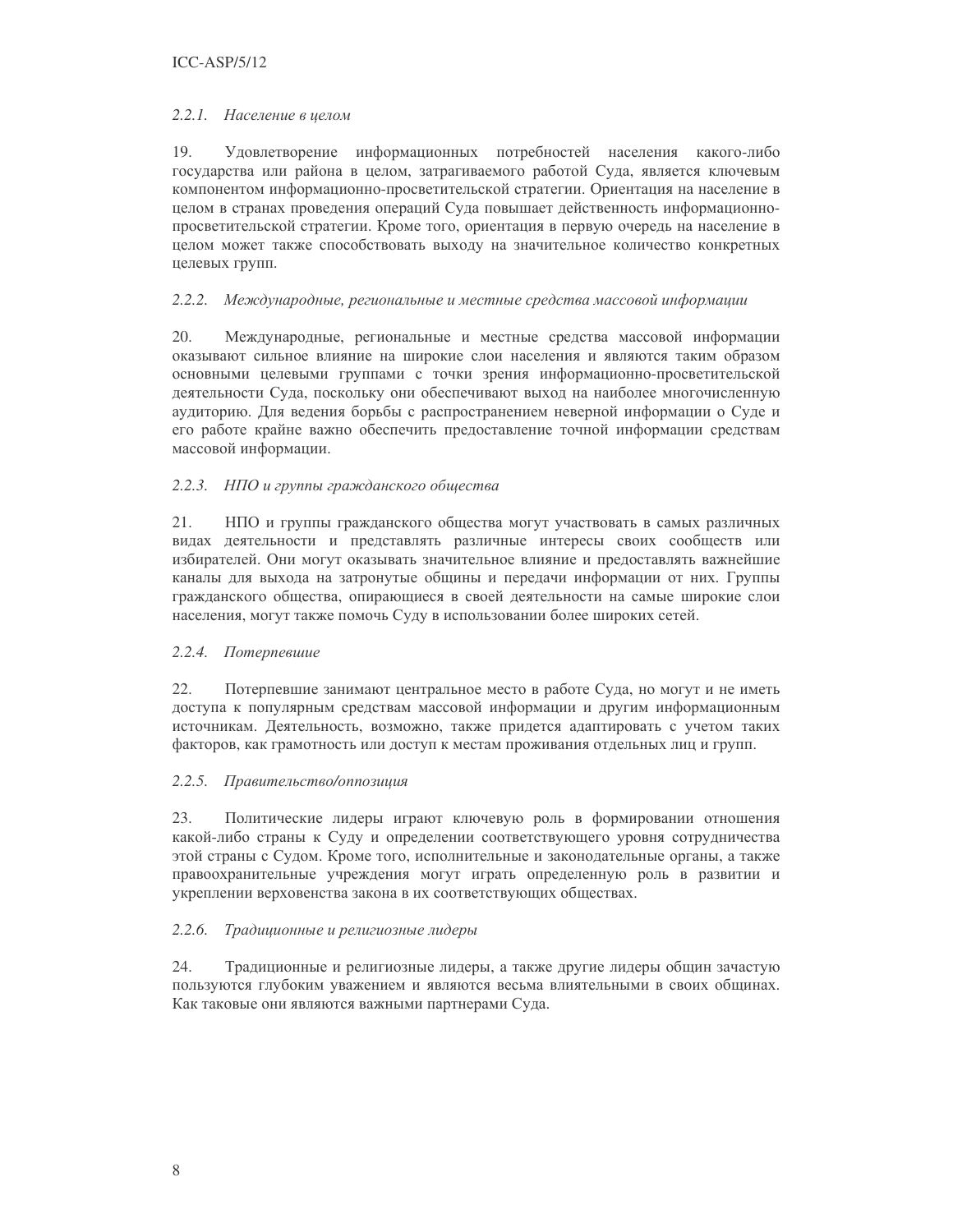*2.2.1. Население в целом*

19. Удовлетворение информационных потребностей населения какого-либо государства или района в целом, затрагиваемого работой Суда, является ключевым компонентом информационно-просветительской стратегии. Ориентация на население в целом в странах проведения операций Суда повышает действенность информационно-просветительской стратегии. Кроме того, ориентация в первую очередь на население в целом может также способствовать выходу на значительное количество конкретных целевых групп.

*2.2.2. Международные, региональные и местные средства массовой информации*

20. Международные, региональные и местные средства массовой информации оказывают сильное влияние на широкие слои населения и являются таким образом основными целевыми группами с точки зрения информационно-просветительской деятельности Суда, поскольку они обеспечивают выход на наиболее многочисленную аудиторию. Для ведения борьбы с распространением неверной информации о Суде и его работе крайне важно обеспечить предоставление точной информации средствам массовой информации.

*2.2.3. НПО и группы гражданского общества*

21. НПО и группы гражданского общества могут участвовать в самых различных видах деятельности и представлять различные интересы своих сообществ или избирателей. Они могут оказывать значительное влияние и предоставлять важнейшие каналы для выхода на затронутые общины и передачи информации от них. Группы гражданского общества, опирающиеся в своей деятельности на самые широкие слои населения, могут также помочь Суду в использовании более широких сетей.

*2.2.4. Потерпевшие*

22. Потерпевшие занимают центральное место в работе Суда, но могут и не иметь доступа к популярным средствам массовой информации и другим информационным источникам. Деятельность, возможно, также придется адаптировать с учетом таких факторов, как грамотность или доступ к местам проживания отдельных лиц и групп.

*2.2.5. Правительство/оппозиция*

23. Политические лидеры играют ключевую роль в формировании отношения какой-либо страны к Суду и определении соответствующего уровня сотрудничества этой страны с Судом. Кроме того, исполнительные и законодательные органы, а также правоохранительные учреждения могут играть определенную роль в развитии и укреплении верховенства закона в их соответствующих обществах.

*2.2.6. Традиционные и религиозные лидеры*

24. Традиционные и религиозные лидеры, а также другие лидеры общин зачастую пользуются глубоким уважением и являются весьма влиятельными в своих общинах. Как таковые они являются важными партнерами Суда.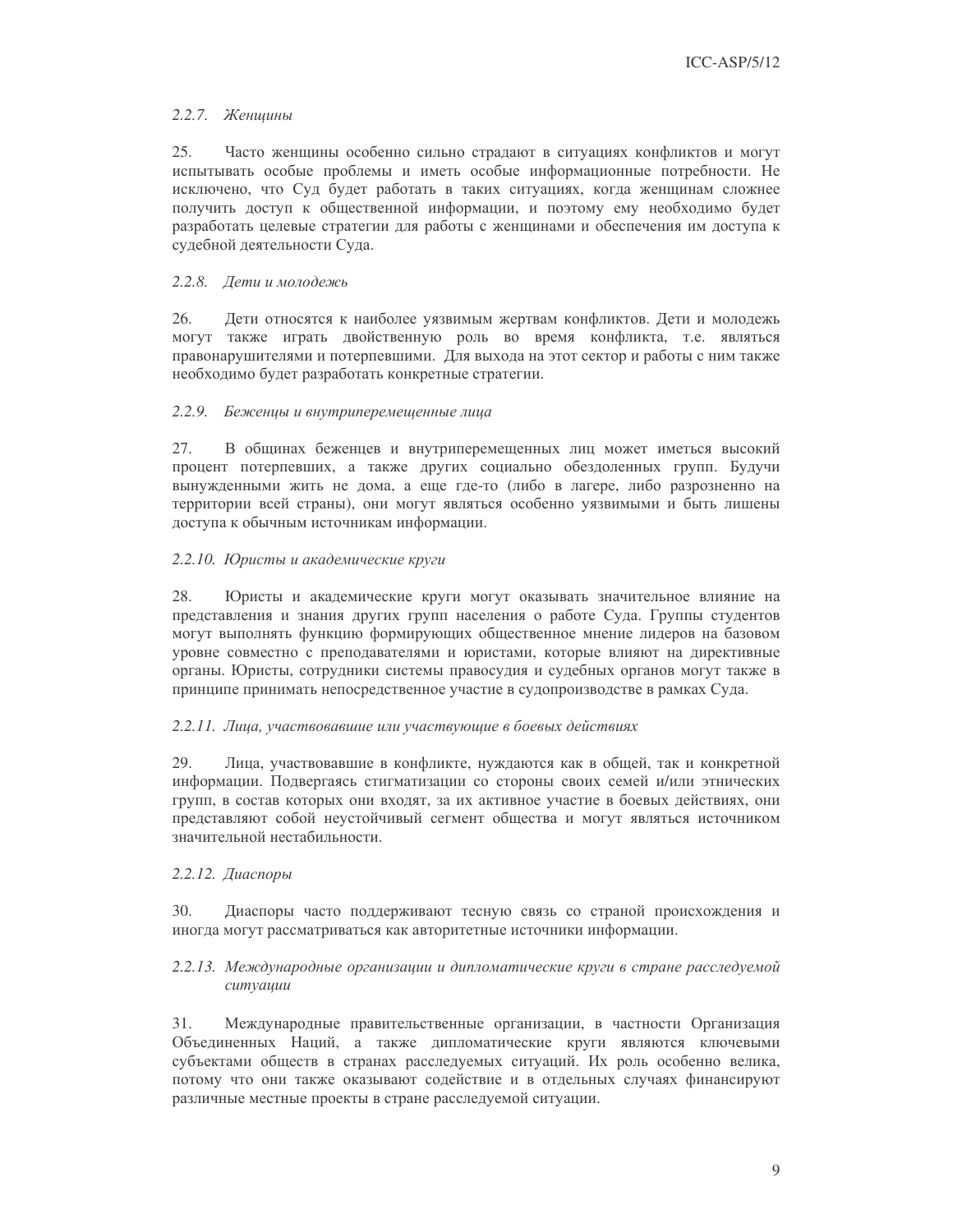*2.2.7. Женщины*

25. Часто женщины особенно сильно страдают в ситуациях конфликтов и могут испытывать особые проблемы и иметь особые информационные потребности. Не исключено, что Суд будет работать в таких ситуациях, когда женщинам сложнее получить доступ к общественной информации, и поэтому ему необходимо будет разработать целевые стратегии для работы с женщинами и обеспечения им доступа к судебной деятельности Суда.

*2.2.8. Дети и молодежь*

26. Дети относятся к наиболее уязвимым жертвам конфликтов. Дети и молодежь могут также играть двойственную роль во время конфликта, т.е. являться правонарушителями и потерпевшими. Для выхода на этот сектор и работы с ним также необходимо будет разработать конкретные стратегии.

*2.2.9. Беженцы и внутриперемещенные лица*

27. В общинах беженцев и внутриперемещенных лиц может иметься высокий процент потерпевших, а также других социально обездоленных групп. Будучи вынужденными жить не дома, а еще где-то (либо в лагере, либо разрозненно на территории всей страны), они могут являться особенно уязвимыми и быть лишены доступа к обычным источникам информации.

*2.2.10. Юристы и академические круги*

28. Юристы и академические круги могут оказывать значительное влияние на представления и знания других групп населения о работе Суда. Группы студентов могут выполнять функцию формирующих общественное мнение лидеров на базовом уровне совместно с преподавателями и юристами, которые влияют на директивные органы. Юристы, сотрудники системы правосудия и судебных органов могут также в принципе принимать непосредственное участие в судопроизводстве в рамках Суда.

*2.2.11. Лица, участвовавшие или участвующие в боевых действиях*

29. Лица, участвовавшие в конфликте, нуждаются как в общей, так и конкретной информации. Подвергаясь стигматизации со стороны своих семей и/или этнических групп, в состав которых они входят, за их активное участие в боевых действиях, они представляют собой неустойчивый сегмент общества и могут являться источником значительной нестабильности.

*2.2.12. Диаспоры*

30. Диаспоры часто поддерживают тесную связь со страной происхождения и иногда могут рассматриваться как авторитетные источники информации.

*2.2.13. Международные организации и дипломатические круги в стране расследуемой ситуации*

31. Международные правительственные организации, в частности Организация Объединенных Наций, а также дипломатические круги являются ключевыми субъектами обществ в странах расследуемых ситуаций. Их роль особенно велика, потому что они также оказывают содействие и в отдельных случаях финансируют различные местные проекты в стране расследуемой ситуации.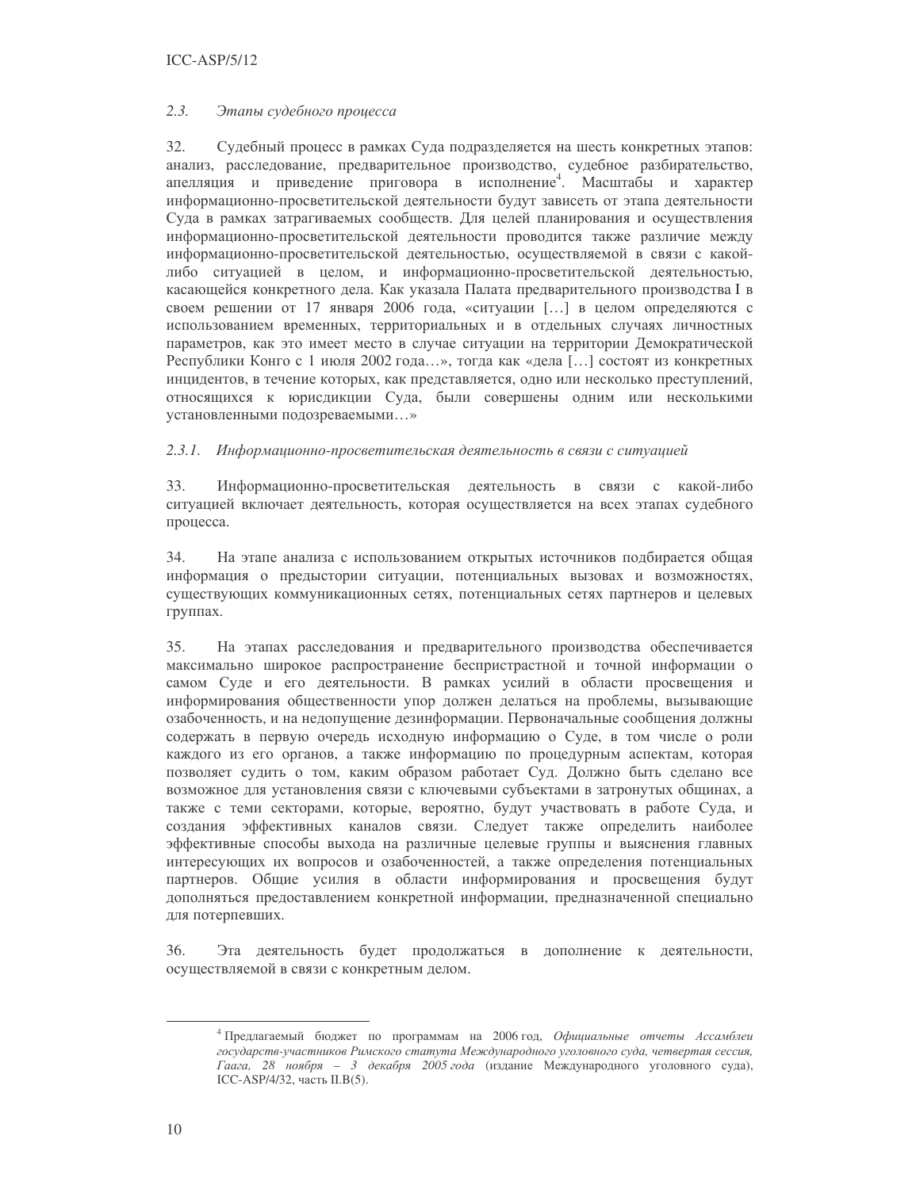### *2.3. Этапы судебного процесса*

32. Судебный процесс в рамках Суда подразделяется на шесть конкретных этапов: анализ, расследование, предварительное производство, судебное разбирательство, апелляция и приведение приговора в исполнение[4]. Масштабы и характер информационно-просветительской деятельности будут зависеть от этапа деятельности Суда в рамках затрагиваемых сообществ. Для целей планирования и осуществления информационно-просветительской деятельности проводится также различие между информационно-просветительской деятельностью, осуществляемой в связи с какой-либо ситуацией в целом, и информационно-просветительской деятельностью, касающейся конкретного дела. Как указала Палата предварительного производства I в своем решении от 17 января 2006 года, «ситуации […] в целом определяются с использованием временных, территориальных и в отдельных случаях личностных параметров, как это имеет место в случае ситуации на территории Демократической Республики Конго с 1 июля 2002 года…», тогда как «дела […] состоят из конкретных инцидентов, в течение которых, как представляется, одно или несколько преступлений, относящихся к юрисдикции Суда, были совершены одним или несколькими установленными подозреваемыми…»

#### *2.3.1. Информационно-просветительская деятельность в связи с ситуацией*

33. Информационно-просветительская деятельность в связи с какой-либо ситуацией включает деятельность, которая осуществляется на всех этапах судебного процесса.

34. На этапе анализа с использованием открытых источников подбирается общая информация о предыстории ситуации, потенциальных вызовах и возможностях, существующих коммуникационных сетях, потенциальных сетях партнеров и целевых группах.

35. На этапах расследования и предварительного производства обеспечивается максимально широкое распространение беспристрастной и точной информации о самом Суде и его деятельности. В рамках усилий в области просвещения и информирования общественности упор должен делаться на проблемы, вызывающие озабоченность, и на недопущение дезинформации. Первоначальные сообщения должны содержать в первую очередь исходную информацию о Суде, в том числе о роли каждого из его органов, а также информацию по процедурным аспектам, которая позволяет судить о том, каким образом работает Суд. Должно быть сделано все возможное для установления связи с ключевыми субъектами в затронутых общинах, а также с теми секторами, которые, вероятно, будут участвовать в работе Суда, и создания эффективных каналов связи. Следует также определить наиболее эффективные способы выхода на различные целевые группы и выяснения главных интересующих их вопросов и озабоченностей, а также определения потенциальных партнеров. Общие усилия в области информирования и просвещения будут дополняться предоставлением конкретной информации, предназначенной специально для потерпевших.

36. Эта деятельность будет продолжаться в дополнение к деятельности, осуществляемой в связи с конкретным делом.

---

[4] Предлагаемый бюджет по программам на 2006 год, *Официальные отчеты Ассамблеи государств-участников Римского статута Международного уголовного суда, четвертая сессия, Гаага, 28 ноября – 3 декабря 2005 года* (издание Международного уголовного суда), ICC-ASP/4/32, часть II.B(5).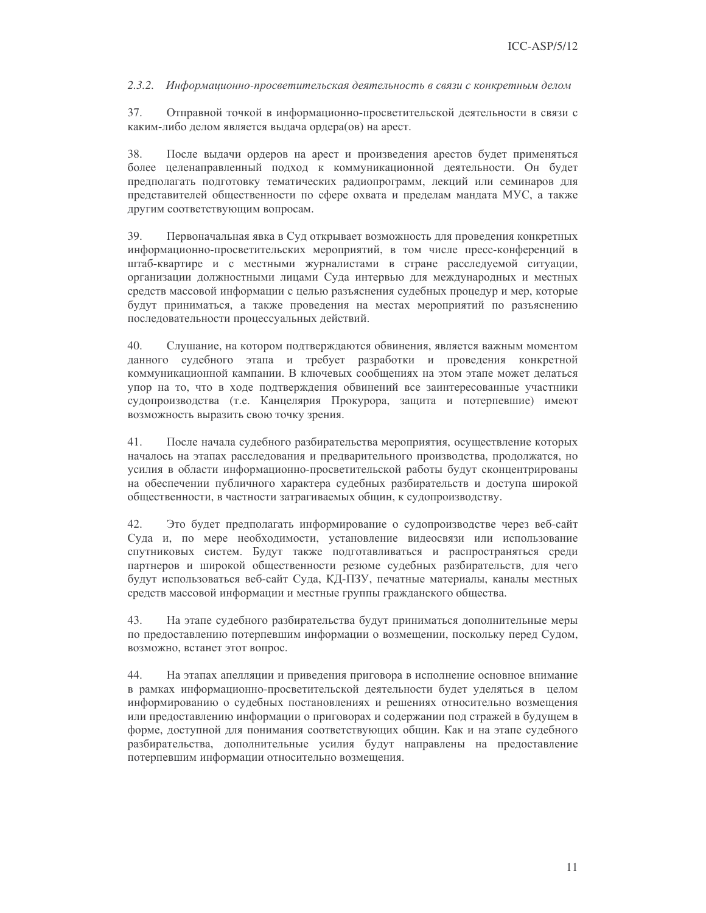### *2.3.2. Информационно-просветительская деятельность в связи с конкретным делом*

37. Отправной точкой в информационно-просветительской деятельности в связи с каким-либо делом является выдача ордера(ов) на арест.

38. После выдачи ордеров на арест и произведения арестов будет применяться более целенаправленный подход к коммуникационной деятельности. Он будет предполагать подготовку тематических радиопрограмм, лекций или семинаров для представителей общественности по сфере охвата и пределам мандата МУС, а также другим соответствующим вопросам.

39. Первоначальная явка в Суд открывает возможность для проведения конкретных информационно-просветительских мероприятий, в том числе пресс-конференций в штаб-квартире и с местными журналистами в стране расследуемой ситуации, организации должностными лицами Суда интервью для международных и местных средств массовой информации с целью разъяснения судебных процедур и мер, которые будут приниматься, а также проведения на местах мероприятий по разъяснению последовательности процессуальных действий.

40. Слушание, на котором подтверждаются обвинения, является важным моментом данного судебного этапа и требует разработки и проведения конкретной коммуникационной кампании. В ключевых сообщениях на этом этапе может делаться упор на то, что в ходе подтверждения обвинений все заинтересованные участники судопроизводства (т.е. Канцелярия Прокурора, защита и потерпевшие) имеют возможность выразить свою точку зрения.

41. После начала судебного разбирательства мероприятия, осуществление которых началось на этапах расследования и предварительного производства, продолжатся, но усилия в области информационно-просветительской работы будут сконцентрированы на обеспечении публичного характера судебных разбирательств и доступа широкой общественности, в частности затрагиваемых общин, к судопроизводству.

42. Это будет предполагать информирование о судопроизводстве через веб-сайт Суда и, по мере необходимости, установление видеосвязи или использование спутниковых систем. Будут также подготавливаться и распространяться среди партнеров и широкой общественности резюме судебных разбирательств, для чего будут использоваться веб-сайт Суда, КД-ПЗУ, печатные материалы, каналы местных средств массовой информации и местные группы гражданского общества.

43. На этапе судебного разбирательства будут приниматься дополнительные меры по предоставлению потерпевшим информации о возмещении, поскольку перед Судом, возможно, встанет этот вопрос.

44. На этапах апелляции и приведения приговора в исполнение основное внимание в рамках информационно-просветительской деятельности будет уделяться в целом информированию о судебных постановлениях и решениях относительно возмещения или предоставлению информации о приговорах и содержании под стражей в будущем в форме, доступной для понимания соответствующих общин. Как и на этапе судебного разбирательства, дополнительные усилия будут направлены на предоставление потерпевшим информации относительно возмещения.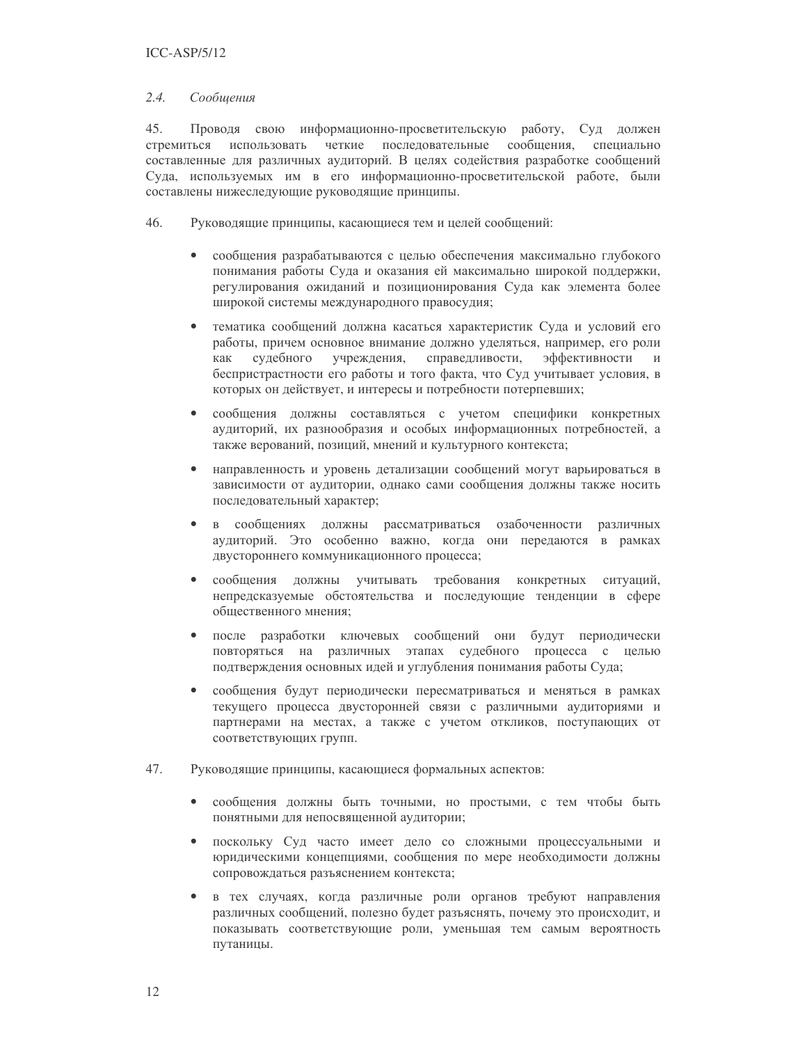### *2.4. Сообщения*

45. Проводя свою информационно-просветительскую работу, Суд должен стремиться использовать четкие последовательные сообщения, специально составленные для различных аудиторий. В целях содействия разработке сообщений Суда, используемых им в его информационно-просветительской работе, были составлены нижеследующие руководящие принципы.

46. Руководящие принципы, касающиеся тем и целей сообщений:

- сообщения разрабатываются с целью обеспечения максимально глубокого понимания работы Суда и оказания ей максимально широкой поддержки, регулирования ожиданий и позиционирования Суда как элемента более широкой системы международного правосудия;
- тематика сообщений должна касаться характеристик Суда и условий его работы, причем основное внимание должно уделяться, например, его роли как судебного учреждения, справедливости, эффективности и беспристрастности его работы и того факта, что Суд учитывает условия, в которых он действует, и интересы и потребности потерпевших;
- сообщения должны составляться с учетом специфики конкретных аудиторий, их разнообразия и особых информационных потребностей, а также верований, позиций, мнений и культурного контекста;
- направленность и уровень детализации сообщений могут варьироваться в зависимости от аудитории, однако сами сообщения должны также носить последовательный характер;
- в сообщениях должны рассматриваться озабоченности различных аудиторий. Это особенно важно, когда они передаются в рамках двустороннего коммуникационного процесса;
- сообщения должны учитывать требования конкретных ситуаций, непредсказуемые обстоятельства и последующие тенденции в сфере общественного мнения;
- после разработки ключевых сообщений они будут периодически повторяться на различных этапах судебного процесса с целью подтверждения основных идей и углубления понимания работы Суда;
- сообщения будут периодически пересматриваться и меняться в рамках текущего процесса двусторонней связи с различными аудиториями и партнерами на местах, а также с учетом откликов, поступающих от соответствующих групп.

47. Руководящие принципы, касающиеся формальных аспектов:

- сообщения должны быть точными, но простыми, с тем чтобы быть понятными для непосвященной аудитории;
- поскольку Суд часто имеет дело со сложными процессуальными и юридическими концепциями, сообщения по мере необходимости должны сопровождаться разъяснением контекста;
- в тех случаях, когда различные роли органов требуют направления различных сообщений, полезно будет разъяснять, почему это происходит, и показывать соответствующие роли, уменьшая тем самым вероятность путаницы.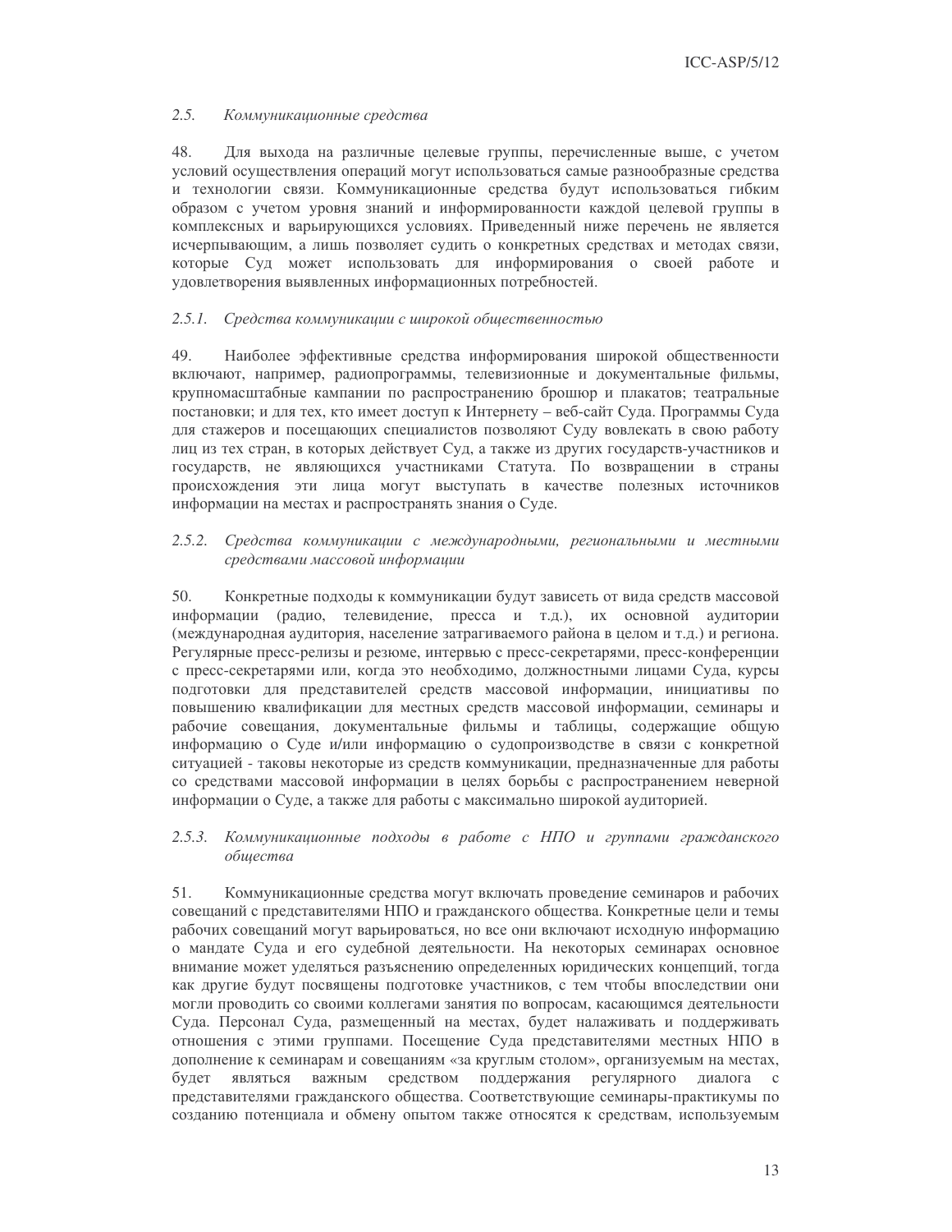### *2.5. Коммуникационные средства*

48. Для выхода на различные целевые группы, перечисленные выше, с учетом условий осуществления операций могут использоваться самые разнообразные средства и технологии связи. Коммуникационные средства будут использоваться гибким образом с учетом уровня знаний и информированности каждой целевой группы в комплексных и варьирующихся условиях. Приведенный ниже перечень не является исчерпывающим, а лишь позволяет судить о конкретных средствах и методах связи, которые Суд может использовать для информирования о своей работе и удовлетворения выявленных информационных потребностей.

#### *2.5.1. Средства коммуникации с широкой общественностью*

49. Наиболее эффективные средства информирования широкой общественности включают, например, радиопрограммы, телевизионные и документальные фильмы, крупномасштабные кампании по распространению брошюр и плакатов; театральные постановки; и для тех, кто имеет доступ к Интернету – веб-сайт Суда. Программы Суда для стажеров и посещающих специалистов позволяют Суду вовлекать в свою работу лиц из тех стран, в которых действует Суд, а также из других государств-участников и государств, не являющихся участниками Статута. По возвращении в страны происхождения эти лица могут выступать в качестве полезных источников информации на местах и распространять знания о Суде.

#### *2.5.2. Средства коммуникации с международными, региональными и местными средствами массовой информации*

50. Конкретные подходы к коммуникации будут зависеть от вида средств массовой информации (радио, телевидение, пресса и т.д.), их основной аудитории (международная аудитория, население затрагиваемого района в целом и т.д.) и региона. Регулярные пресс-релизы и резюме, интервью с пресс-секретарями, пресс-конференции с пресс-секретарями или, когда это необходимо, должностными лицами Суда, курсы подготовки для представителей средств массовой информации, инициативы по повышению квалификации для местных средств массовой информации, семинары и рабочие совещания, документальные фильмы и таблицы, содержащие общую информацию о Суде и/или информацию о судопроизводстве в связи с конкретной ситуацией - таковы некоторые из средств коммуникации, предназначенные для работы со средствами массовой информации в целях борьбы с распространением неверной информации о Суде, а также для работы с максимально широкой аудиторией.

#### *2.5.3. Коммуникационные подходы в работе с НПО и группами гражданского общества*

51. Коммуникационные средства могут включать проведение семинаров и рабочих совещаний с представителями НПО и гражданского общества. Конкретные цели и темы рабочих совещаний могут варьироваться, но все они включают исходную информацию о мандате Суда и его судебной деятельности. На некоторых семинарах основное внимание может уделяться разъяснению определенных юридических концепций, тогда как другие будут посвящены подготовке участников, с тем чтобы впоследствии они могли проводить со своими коллегами занятия по вопросам, касающимся деятельности Суда. Персонал Суда, размещенный на местах, будет налаживать и поддерживать отношения с этими группами. Посещение Суда представителями местных НПО в дополнение к семинарам и совещаниям «за круглым столом», организуемым на местах, будет являться важным средством поддержания регулярного диалога с представителями гражданского общества. Соответствующие семинары-практикумы по созданию потенциала и обмену опытом также относятся к средствам, используемым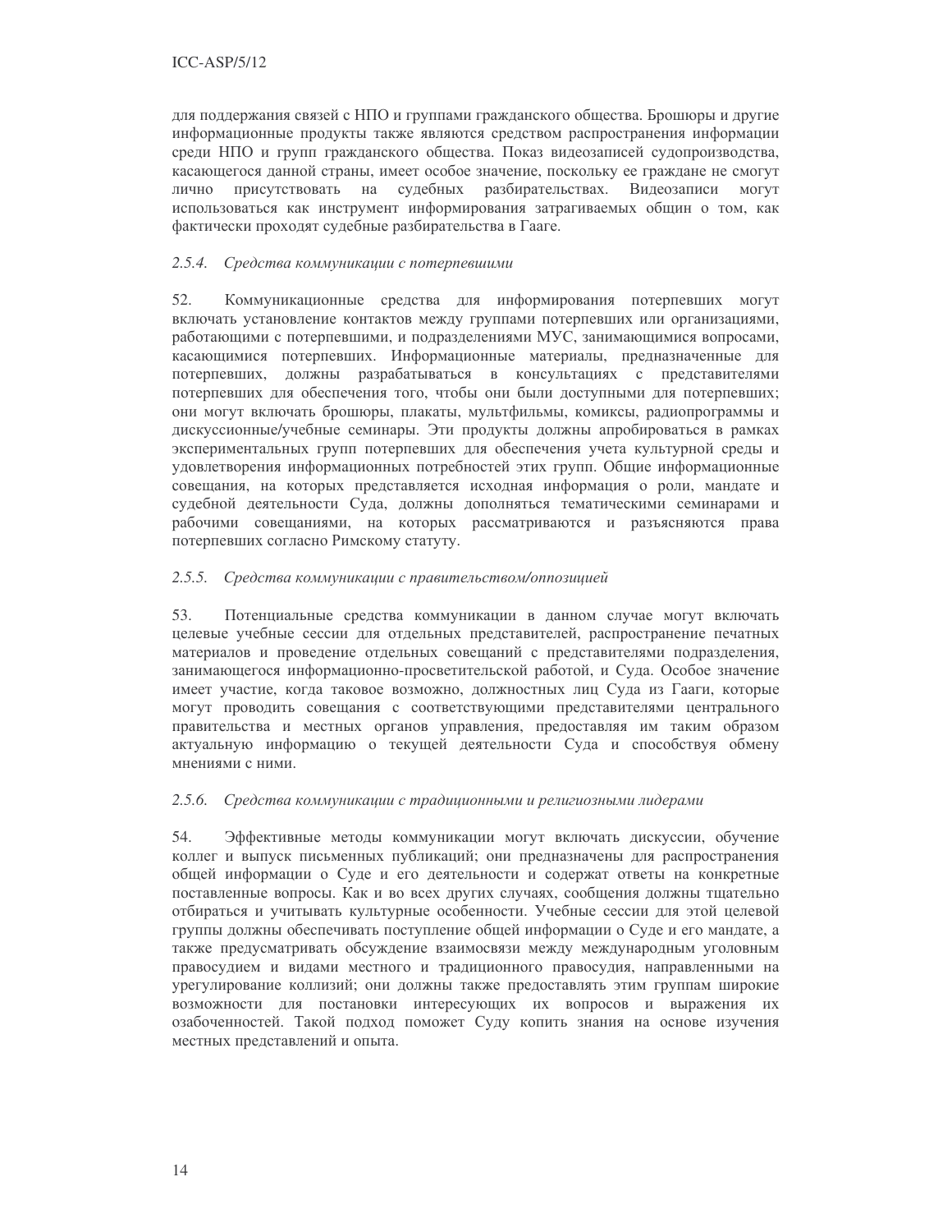для поддержания связей с НПО и группами гражданского общества. Брошюры и другие информационные продукты также являются средством распространения информации среди НПО и групп гражданского общества. Показ видеозаписей судопроизводства, касающегося данной страны, имеет особое значение, поскольку ее граждане не смогут лично присутствовать на судебных разбирательствах. Видеозаписи могут использоваться как инструмент информирования затрагиваемых общин о том, как фактически проходят судебные разбирательства в Гааге.

### *2.5.4. Средства коммуникации с потерпевшими*

52. Коммуникационные средства для информирования потерпевших могут включать установление контактов между группами потерпевших или организациями, работающими с потерпевшими, и подразделениями МУС, занимающимися вопросами, касающимися потерпевших. Информационные материалы, предназначенные для потерпевших, должны разрабатываться в консультациях с представителями потерпевших для обеспечения того, чтобы они были доступными для потерпевших; они могут включать брошюры, плакаты, мультфильмы, комиксы, радиопрограммы и дискуссионные/учебные семинары. Эти продукты должны апробироваться в рамках экспериментальных групп потерпевших для обеспечения учета культурной среды и удовлетворения информационных потребностей этих групп. Общие информационные совещания, на которых представляется исходная информация о роли, мандате и судебной деятельности Суда, должны дополняться тематическими семинарами и рабочими совещаниями, на которых рассматриваются и разъясняются права потерпевших согласно Римскому статуту.

### *2.5.5. Средства коммуникации с правительством/оппозицией*

53. Потенциальные средства коммуникации в данном случае могут включать целевые учебные сессии для отдельных представителей, распространение печатных материалов и проведение отдельных совещаний с представителями подразделения, занимающегося информационно-просветительской работой, и Суда. Особое значение имеет участие, когда таковое возможно, должностных лиц Суда из Гааги, которые могут проводить совещания с соответствующими представителями центрального правительства и местных органов управления, предоставляя им таким образом актуальную информацию о текущей деятельности Суда и способствуя обмену мнениями с ними.

### *2.5.6. Средства коммуникации с традиционными и религиозными лидерами*

54. Эффективные методы коммуникации могут включать дискуссии, обучение коллег и выпуск письменных публикаций; они предназначены для распространения общей информации о Суде и его деятельности и содержат ответы на конкретные поставленные вопросы. Как и во всех других случаях, сообщения должны тщательно отбираться и учитывать культурные особенности. Учебные сессии для этой целевой группы должны обеспечивать поступление общей информации о Суде и его мандате, а также предусматривать обсуждение взаимосвязи между международным уголовным правосудием и видами местного и традиционного правосудия, направленными на урегулирование коллизий; они должны также предоставлять этим группам широкие возможности для постановки интересующих их вопросов и выражения их озабоченностей. Такой подход поможет Суду копить знания на основе изучения местных представлений и опыта.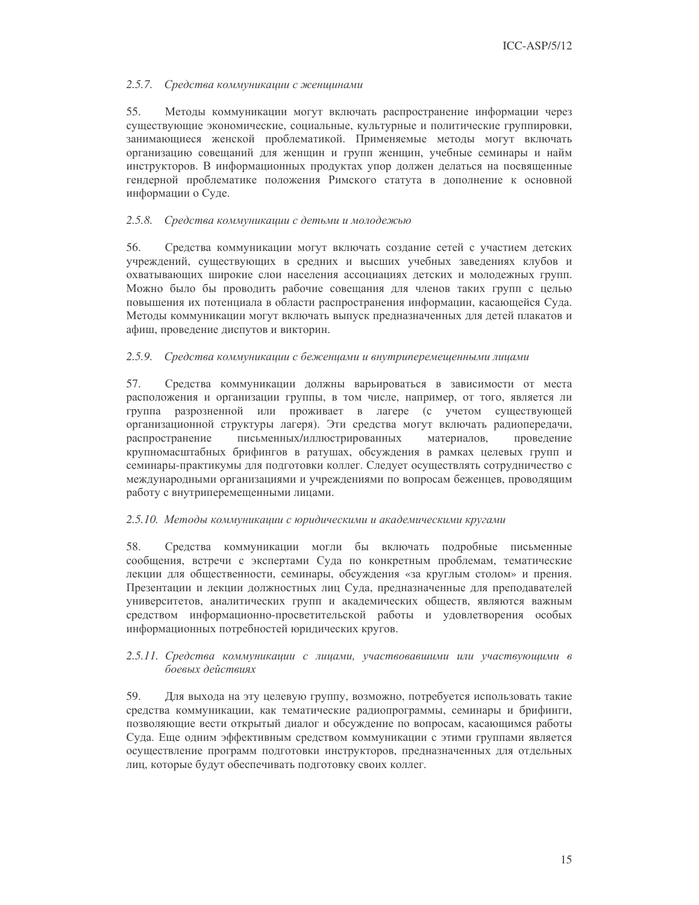### *2.5.7. Средства коммуникации с женщинами*

55. Методы коммуникации могут включать распространение информации через существующие экономические, социальные, культурные и политические группировки, занимающиеся женской проблематикой. Применяемые методы могут включать организацию совещаний для женщин и групп женщин, учебные семинары и найм инструкторов. В информационных продуктах упор должен делаться на посвященные гендерной проблематике положения Римского статута в дополнение к основной информации о Суде.

### *2.5.8. Средства коммуникации с детьми и молодежью*

56. Средства коммуникации могут включать создание сетей с участием детских учреждений, существующих в средних и высших учебных заведениях клубов и охватывающих широкие слои населения ассоциациях детских и молодежных групп. Можно было бы проводить рабочие совещания для членов таких групп с целью повышения их потенциала в области распространения информации, касающейся Суда. Методы коммуникации могут включать выпуск предназначенных для детей плакатов и афиш, проведение диспутов и викторин.

### *2.5.9. Средства коммуникации с беженцами и внутриперемещенными лицами*

57. Средства коммуникации должны варьироваться в зависимости от места расположения и организации группы, в том числе, например, от того, является ли группа разрозненной или проживает в лагере (с учетом существующей организационной структуры лагеря). Эти средства могут включать радиопередачи, распространение письменных/иллюстрированных материалов, проведение крупномасштабных брифингов в ратушах, обсуждения в рамках целевых групп и семинары-практикумы для подготовки коллег. Следует осуществлять сотрудничество с международными организациями и учреждениями по вопросам беженцев, проводящим работу с внутриперемещенными лицами.

### *2.5.10. Методы коммуникации с юридическими и академическими кругами*

58. Средства коммуникации могли бы включать подробные письменные сообщения, встречи с экспертами Суда по конкретным проблемам, тематические лекции для общественности, семинары, обсуждения «за круглым столом» и прения. Презентации и лекции должностных лиц Суда, предназначенные для преподавателей университетов, аналитических групп и академических обществ, являются важным средством информационно-просветительской работы и удовлетворения особых информационных потребностей юридических кругов.

### *2.5.11. Средства коммуникации с лицами, участвовавшими или участвующими в боевых действиях*

59. Для выхода на эту целевую группу, возможно, потребуется использовать такие средства коммуникации, как тематические радиопрограммы, семинары и брифинги, позволяющие вести открытый диалог и обсуждение по вопросам, касающимся работы Суда. Еще одним эффективным средством коммуникации с этими группами является осуществление программ подготовки инструкторов, предназначенных для отдельных лиц, которые будут обеспечивать подготовку своих коллег.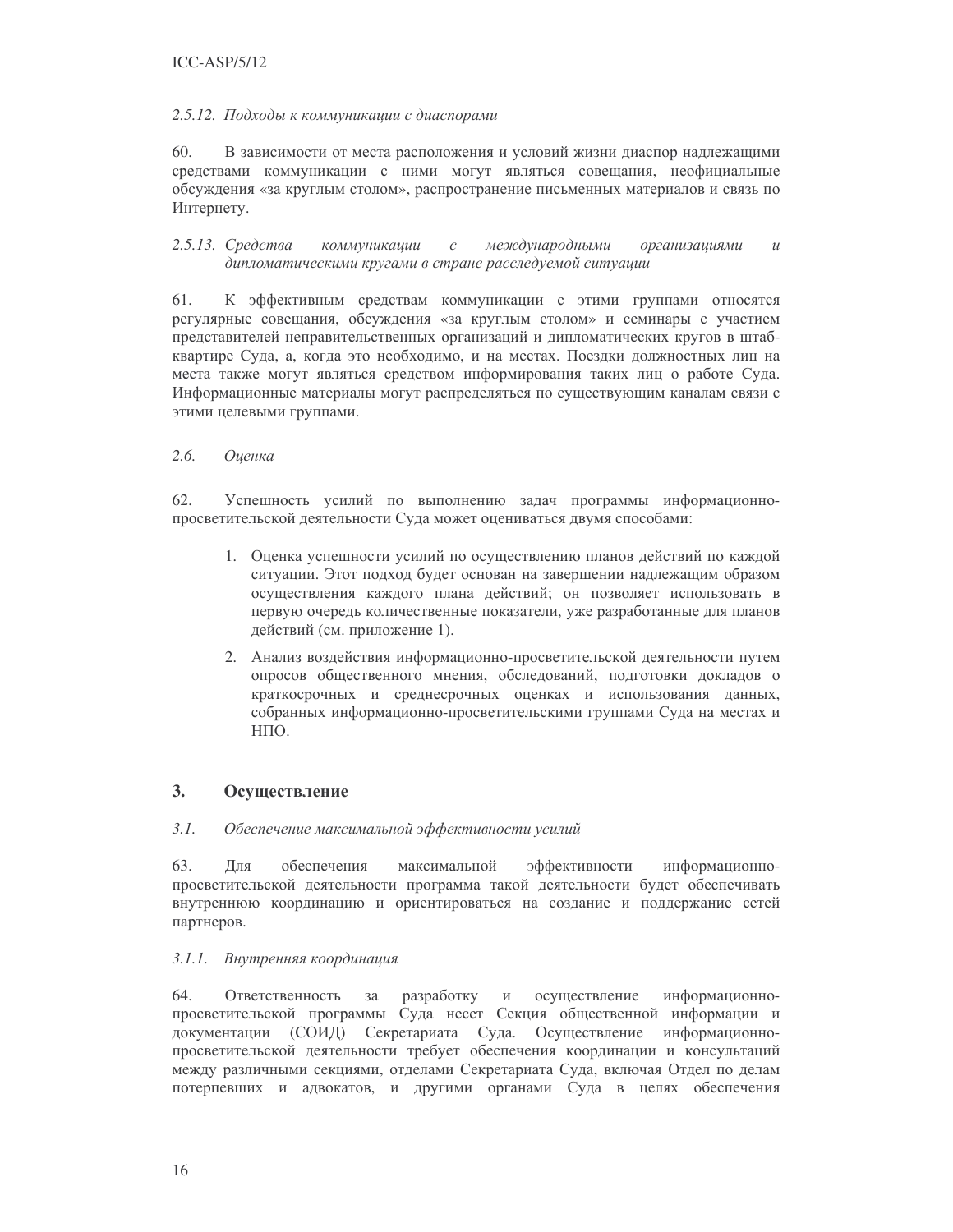*2.5.12. Подходы к коммуникации с диаспорами*

60. В зависимости от места расположения и условий жизни диаспор надлежащими средствами коммуникации с ними могут являться совещания, неофициальные обсуждения «за круглым столом», распространение письменных материалов и связь по Интернету.

*2.5.13. Средства коммуникации с международными организациями и дипломатическими кругами в стране расследуемой ситуации*

61. К эффективным средствам коммуникации с этими группами относятся регулярные совещания, обсуждения «за круглым столом» и семинары с участием представителей неправительственных организаций и дипломатических кругов в штаб-квартире Суда, а, когда это необходимо, и на местах. Поездки должностных лиц на места также могут являться средством информирования таких лиц о работе Суда. Информационные материалы могут распределяться по существующим каналам связи с этими целевыми группами.

### *2.6. Оценка*

62. Успешность усилий по выполнению задач программы информационно-просветительской деятельности Суда может оцениваться двумя способами:

1. Оценка успешности усилий по осуществлению планов действий по каждой ситуации. Этот подход будет основан на завершении надлежащим образом осуществления каждого плана действий; он позволяет использовать в первую очередь количественные показатели, уже разработанные для планов действий (см. приложение 1).

2. Анализ воздействия информационно-просветительской деятельности путем опросов общественного мнения, обследований, подготовки докладов о краткосрочных и среднесрочных оценках и использования данных, собранных информационно-просветительскими группами Суда на местах и НПО.

## 3. Осуществление

### *3.1. Обеспечение максимальной эффективности усилий*

63. Для обеспечения максимальной эффективности информационно-просветительской деятельности программа такой деятельности будет обеспечивать внутреннюю координацию и ориентироваться на создание и поддержание сетей партнеров.

*3.1.1. Внутренняя координация*

64. Ответственность за разработку и осуществление информационно-просветительской программы Суда несет Секция общественной информации и документации (СОИД) Секретариата Суда. Осуществление информационно-просветительской деятельности требует обеспечения координации и консультаций между различными секциями, отделами Секретариата Суда, включая Отдел по делам потерпевших и адвокатов, и другими органами Суда в целях обеспечения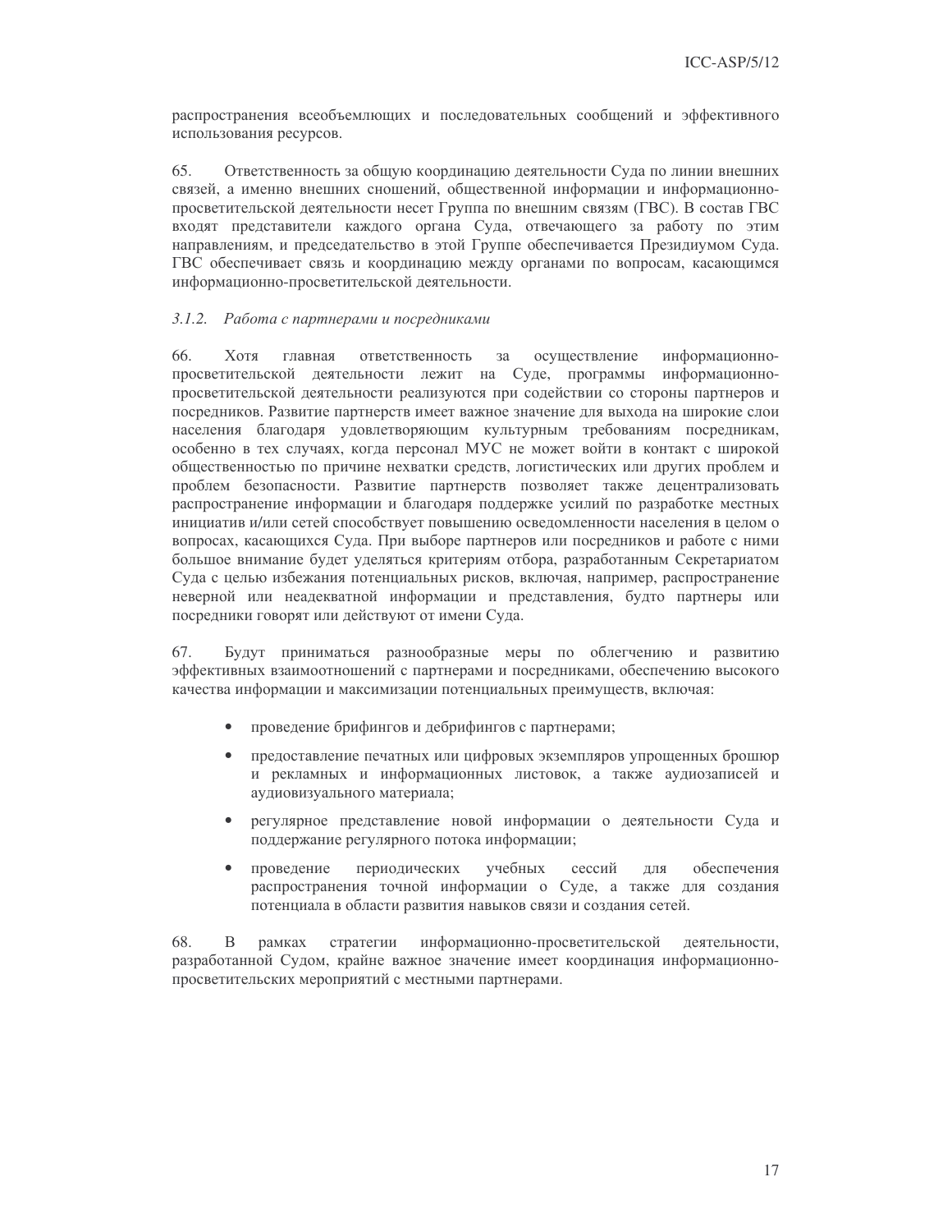распространения всеобъемлющих и последовательных сообщений и эффективного использования ресурсов.

65. Ответственность за общую координацию деятельности Суда по линии внешних связей, а именно внешних сношений, общественной информации и информационно-просветительской деятельности несет Группа по внешним связям (ГВС). В состав ГВС входят представители каждого органа Суда, отвечающего за работу по этим направлениям, и председательство в этой Группе обеспечивается Президиумом Суда. ГВС обеспечивает связь и координацию между органами по вопросам, касающимся информационно-просветительской деятельности.

### *3.1.2. Работа с партнерами и посредниками*

66. Хотя главная ответственность за осуществление информационно-просветительской деятельности лежит на Суде, программы информационно-просветительской деятельности реализуются при содействии со стороны партнеров и посредников. Развитие партнерств имеет важное значение для выхода на широкие слои населения благодаря удовлетворяющим культурным требованиям посредникам, особенно в тех случаях, когда персонал МУС не может войти в контакт с широкой общественностью по причине нехватки средств, логистических или других проблем и проблем безопасности. Развитие партнерств позволяет также децентрализовать распространение информации и благодаря поддержке усилий по разработке местных инициатив и/или сетей способствует повышению осведомленности населения в целом о вопросах, касающихся Суда. При выборе партнеров или посредников и работе с ними большое внимание будет уделяться критериям отбора, разработанным Секретариатом Суда с целью избежания потенциальных рисков, включая, например, распространение неверной или неадекватной информации и представления, будто партнеры или посредники говорят или действуют от имени Суда.

67. Будут приниматься разнообразные меры по облегчению и развитию эффективных взаимоотношений с партнерами и посредниками, обеспечению высокого качества информации и максимизации потенциальных преимуществ, включая:

- проведение брифингов и дебрифингов с партнерами;
- предоставление печатных или цифровых экземпляров упрощенных брошюр и рекламных и информационных листовок, а также аудиозаписей и аудиовизуального материала;
- регулярное представление новой информации о деятельности Суда и поддержание регулярного потока информации;
- проведение периодических учебных сессий для обеспечения распространения точной информации о Суде, а также для создания потенциала в области развития навыков связи и создания сетей.

68. В рамках стратегии информационно-просветительской деятельности, разработанной Судом, крайне важное значение имеет координация информационно-просветительских мероприятий с местными партнерами.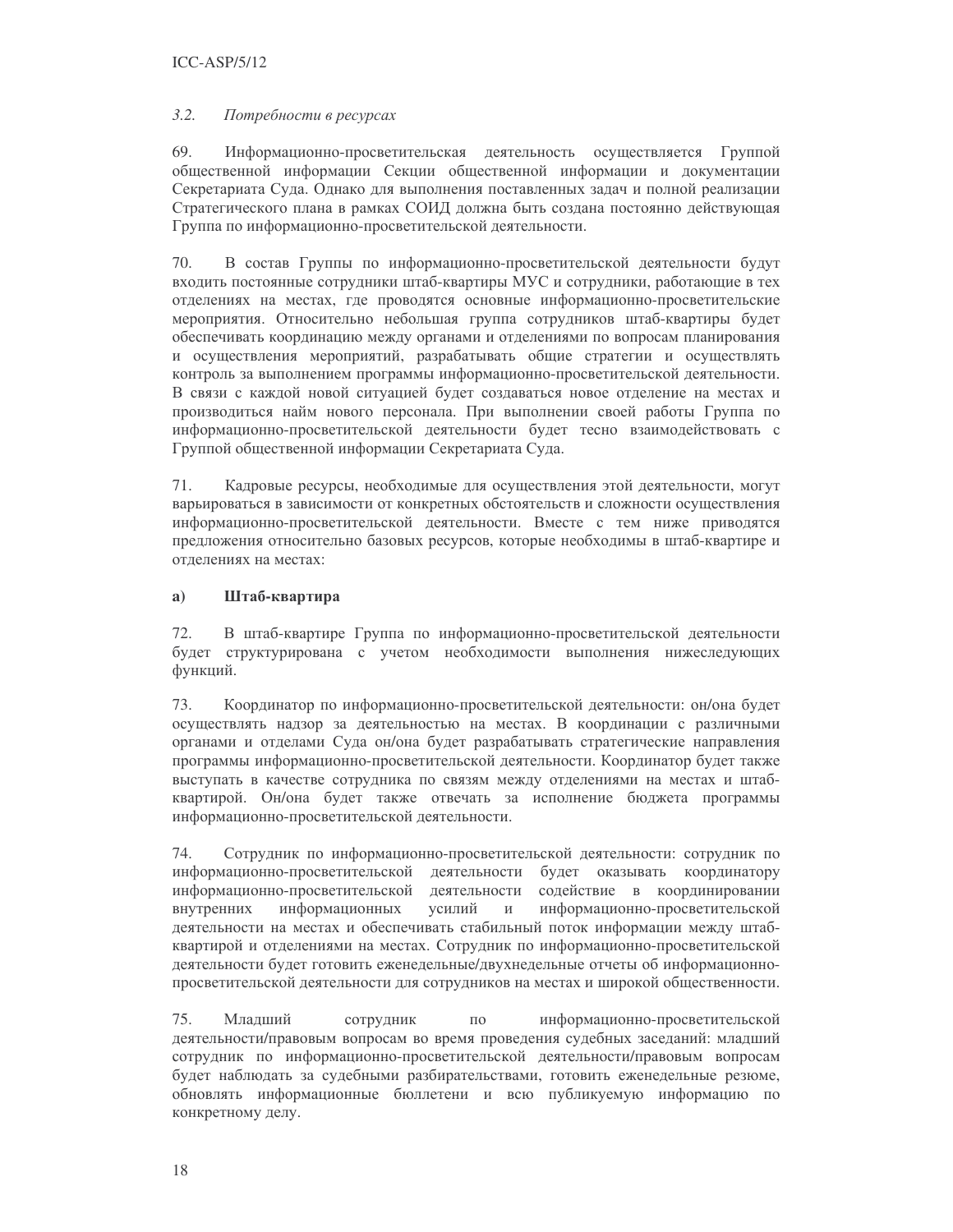### *3.2. Потребности в ресурсах*

69. Информационно-просветительская деятельность осуществляется Группой общественной информации Секции общественной информации и документации Секретариата Суда. Однако для выполнения поставленных задач и полной реализации Стратегического плана в рамках СОИД должна быть создана постоянно действующая Группа по информационно-просветительской деятельности.

70. В состав Группы по информационно-просветительской деятельности будут входить постоянные сотрудники штаб-квартиры МУС и сотрудники, работающие в тех отделениях на местах, где проводятся основные информационно-просветительские мероприятия. Относительно небольшая группа сотрудников штаб-квартиры будет обеспечивать координацию между органами и отделениями по вопросам планирования и осуществления мероприятий, разрабатывать общие стратегии и осуществлять контроль за выполнением программы информационно-просветительской деятельности. В связи с каждой новой ситуацией будет создаваться новое отделение на местах и производиться найм нового персонала. При выполнении своей работы Группа по информационно-просветительской деятельности будет тесно взаимодействовать с Группой общественной информации Секретариата Суда.

71. Кадровые ресурсы, необходимые для осуществления этой деятельности, могут варьироваться в зависимости от конкретных обстоятельств и сложности осуществления информационно-просветительской деятельности. Вместе с тем ниже приводятся предложения относительно базовых ресурсов, которые необходимы в штаб-квартире и отделениях на местах:

#### a) Штаб-квартира

72. В штаб-квартире Группа по информационно-просветительской деятельности будет структурирована с учетом необходимости выполнения нижеследующих функций.

73. Координатор по информационно-просветительской деятельности: он/она будет осуществлять надзор за деятельностью на местах. В координации с различными органами и отделами Суда он/она будет разрабатывать стратегические направления программы информационно-просветительской деятельности. Координатор будет также выступать в качестве сотрудника по связям между отделениями на местах и штаб-квартирой. Он/она будет также отвечать за исполнение бюджета программы информационно-просветительской деятельности.

74. Сотрудник по информационно-просветительской деятельности: сотрудник по информационно-просветительской деятельности будет оказывать координатору информационно-просветительской деятельности содействие в координировании внутренних информационных усилий и информационно-просветительской деятельности на местах и обеспечивать стабильный поток информации между штаб-квартирой и отделениями на местах. Сотрудник по информационно-просветительской деятельности будет готовить еженедельные/двухнедельные отчеты об информационно-просветительской деятельности для сотрудников на местах и широкой общественности.

75. Младший сотрудник по информационно-просветительской деятельности/правовым вопросам во время проведения судебных заседаний: младший сотрудник по информационно-просветительской деятельности/правовым вопросам будет наблюдать за судебными разбирательствами, готовить еженедельные резюме, обновлять информационные бюллетени и всю публикуемую информацию по конкретному делу.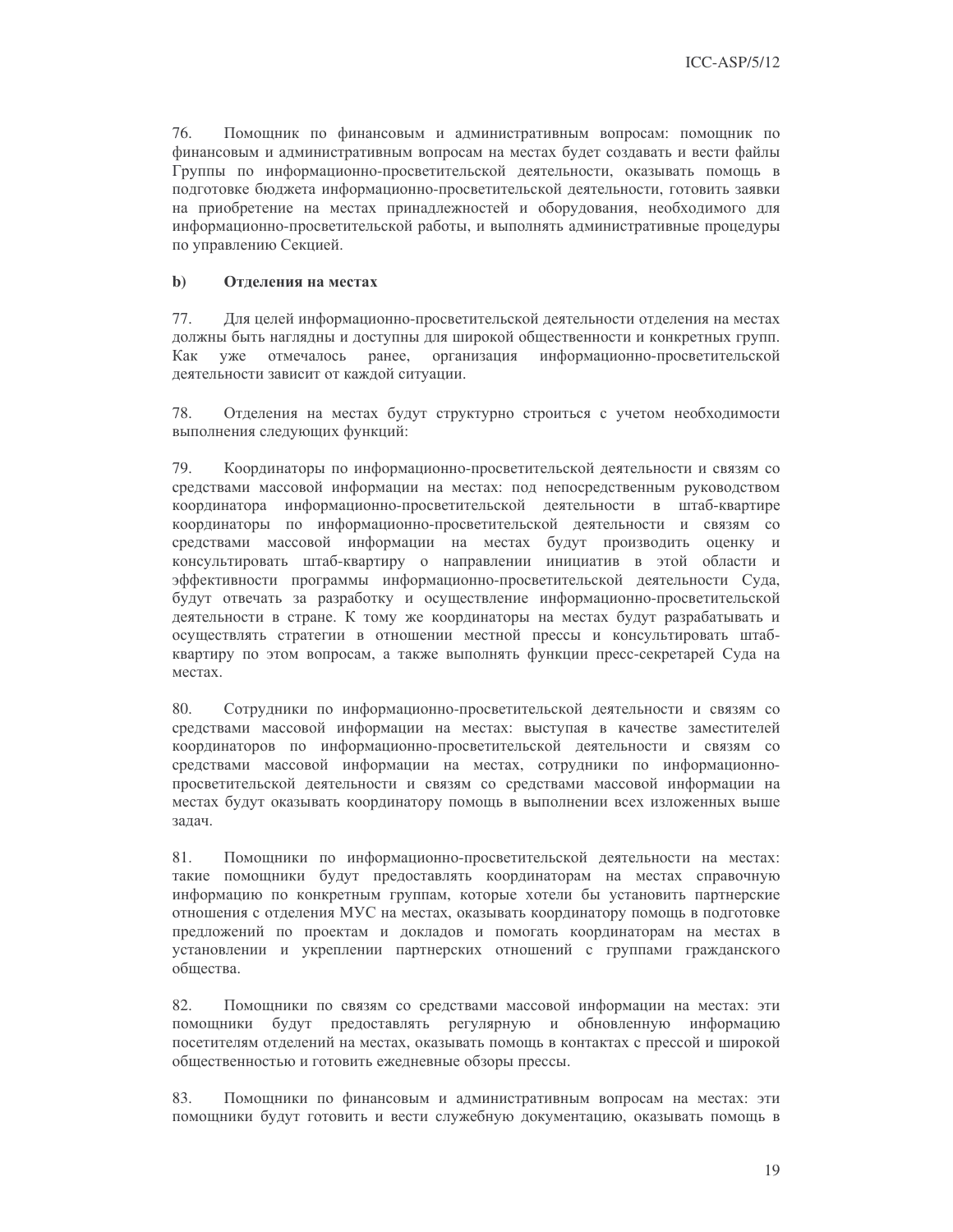76. Помощник по финансовым и административным вопросам: помощник по финансовым и административным вопросам на местах будет создавать и вести файлы Группы по информационно-просветительской деятельности, оказывать помощь в подготовке бюджета информационно-просветительской деятельности, готовить заявки на приобретение на местах принадлежностей и оборудования, необходимого для информационно-просветительской работы, и выполнять административные процедуры по управлению Секцией.

**b) Отделения на местах**

77. Для целей информационно-просветительской деятельности отделения на местах должны быть наглядны и доступны для широкой общественности и конкретных групп. Как уже отмечалось ранее, организация информационно-просветительской деятельности зависит от каждой ситуации.

78. Отделения на местах будут структурно строиться с учетом необходимости выполнения следующих функций:

79. Координаторы по информационно-просветительской деятельности и связям со средствами массовой информации на местах: под непосредственным руководством координатора информационно-просветительской деятельности в штаб-квартире координаторы по информационно-просветительской деятельности и связям со средствами массовой информации на местах будут производить оценку и консультировать штаб-квартиру о направлении инициатив в этой области и эффективности программы информационно-просветительской деятельности Суда, будут отвечать за разработку и осуществление информационно-просветительской деятельности в стране. К тому же координаторы на местах будут разрабатывать и осуществлять стратегии в отношении местной прессы и консультировать штаб-квартиру по этом вопросам, а также выполнять функции пресс-секретарей Суда на местах.

80. Сотрудники по информационно-просветительской деятельности и связям со средствами массовой информации на местах: выступая в качестве заместителей координаторов по информационно-просветительской деятельности и связям со средствами массовой информации на местах, сотрудники по информационно-просветительской деятельности и связям со средствами массовой информации на местах будут оказывать координатору помощь в выполнении всех изложенных выше задач.

81. Помощники по информационно-просветительской деятельности на местах: такие помощники будут предоставлять координаторам на местах справочную информацию по конкретным группам, которые хотели бы установить партнерские отношения с отделения МУС на местах, оказывать координатору помощь в подготовке предложений по проектам и докладов и помогать координаторам на местах в установлении и укреплении партнерских отношений с группами гражданского общества.

82. Помощники по связям со средствами массовой информации на местах: эти помощники будут предоставлять регулярную и обновленную информацию посетителям отделений на местах, оказывать помощь в контактах с прессой и широкой общественностью и готовить ежедневные обзоры прессы.

83. Помощники по финансовым и административным вопросам на местах: эти помощники будут готовить и вести служебную документацию, оказывать помощь в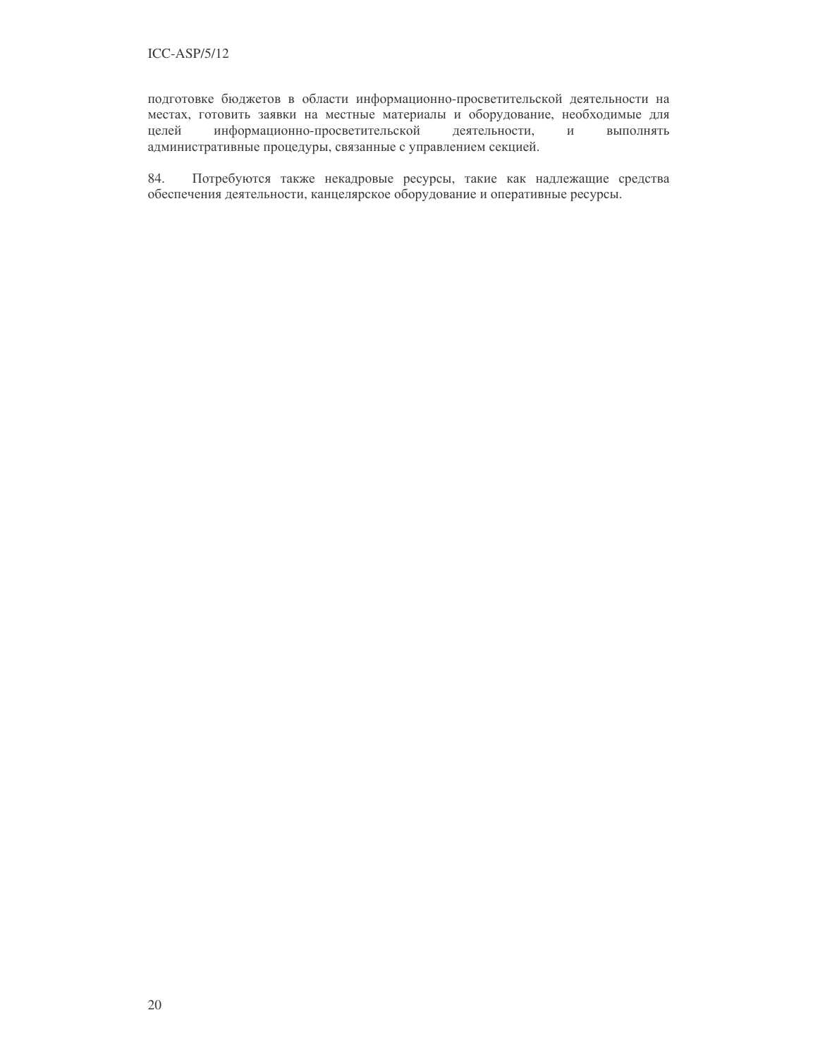подготовке бюджетов в области информационно-просветительской деятельности на местах, готовить заявки на местные материалы и оборудование, необходимые для целей информационно-просветительской деятельности, и выполнять административные процедуры, связанные с управлением секцией.

84. Потребуются также некадровые ресурсы, такие как надлежащие средства обеспечения деятельности, канцелярское оборудование и оперативные ресурсы.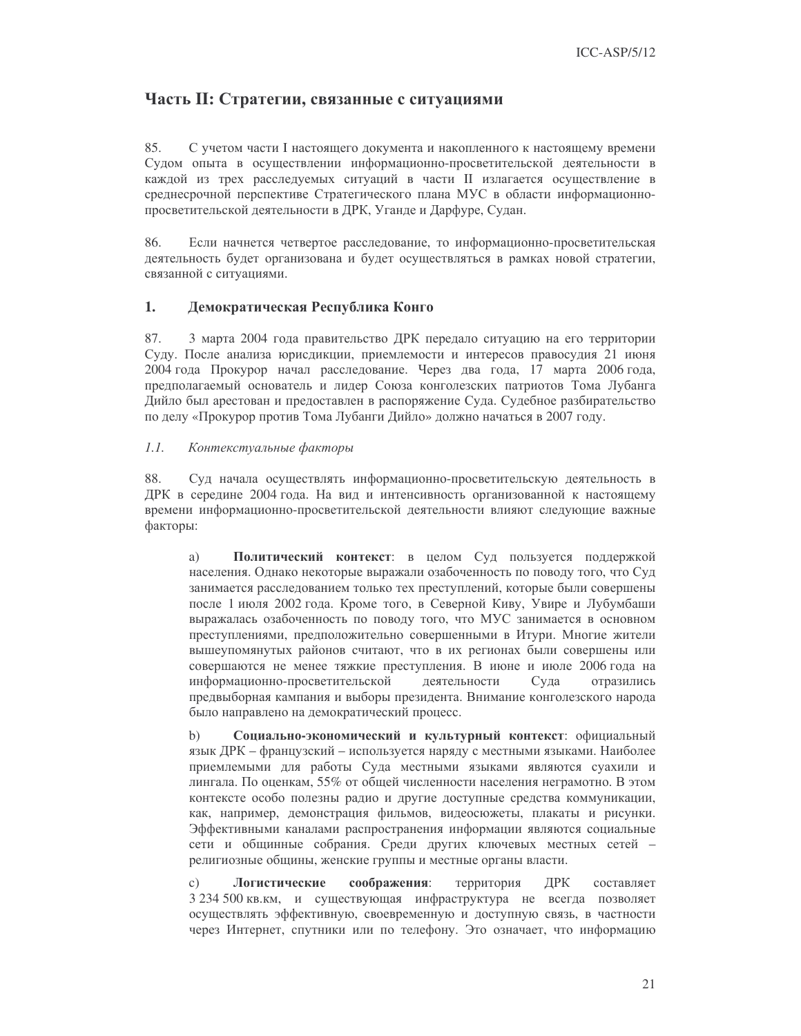## Часть II: Стратегии, связанные с ситуациями

85. С учетом части I настоящего документа и накопленного к настоящему времени Судом опыта в осуществлении информационно-просветительской деятельности в каждой из трех расследуемых ситуаций в части II излагается осуществление в среднесрочной перспективе Стратегического плана МУС в области информационно-просветительской деятельности в ДРК, Уганде и Дарфуре, Судан.

86. Если начнется четвертое расследование, то информационно-просветительская деятельность будет организована и будет осуществляться в рамках новой стратегии, связанной с ситуациями.

### 1. Демократическая Республика Конго

87. 3 марта 2004 года правительство ДРК передало ситуацию на его территории Суду. После анализа юрисдикции, приемлемости и интересов правосудия 21 июня 2004 года Прокурор начал расследование. Через два года, 17 марта 2006 года, предполагаемый основатель и лидер Союза конголезских патриотов Тома Лубанга Дийло был арестован и предоставлен в распоряжение Суда. Судебное разбирательство по делу «Прокурор против Тома Лубанги Дийло» должно начаться в 2007 году.

#### *1.1. Контекстуальные факторы*

88. Суд начала осуществлять информационно-просветительскую деятельность в ДРК в середине 2004 года. На вид и интенсивность организованной к настоящему времени информационно-просветительской деятельности влияют следующие важные факторы:

a) **Политический контекст**: в целом Суд пользуется поддержкой населения. Однако некоторые выражали озабоченность по поводу того, что Суд занимается расследованием только тех преступлений, которые были совершены после 1 июля 2002 года. Кроме того, в Северной Киву, Увире и Лубумбаши выражалась озабоченность по поводу того, что МУС занимается в основном преступлениями, предположительно совершенными в Итури. Многие жители вышеупомянутых районов считают, что в их регионах были совершены или совершаются не менее тяжкие преступления. В июне и июле 2006 года на информационно-просветительской деятельности Суда отразились предвыборная кампания и выборы президента. Внимание конголезского народа было направлено на демократический процесс.

b) **Социально-экономический и культурный контекст**: официальный язык ДРК – французский – используется наряду с местными языками. Наиболее приемлемыми для работы Суда местными языками являются суахили и лингала. По оценкам, 55% от общей численности населения неграмотно. В этом контексте особо полезны радио и другие доступные средства коммуникации, как, например, демонстрация фильмов, видеосюжеты, плакаты и рисунки. Эффективными каналами распространения информации являются социальные сети и общинные собрания. Среди других ключевых местных сетей – религиозные общины, женские группы и местные органы власти.

c) **Логистические соображения**: территория ДРК составляет 3 234 500 кв.км, и существующая инфраструктура не всегда позволяет осуществлять эффективную, своевременную и доступную связь, в частности через Интернет, спутники или по телефону. Это означает, что информацию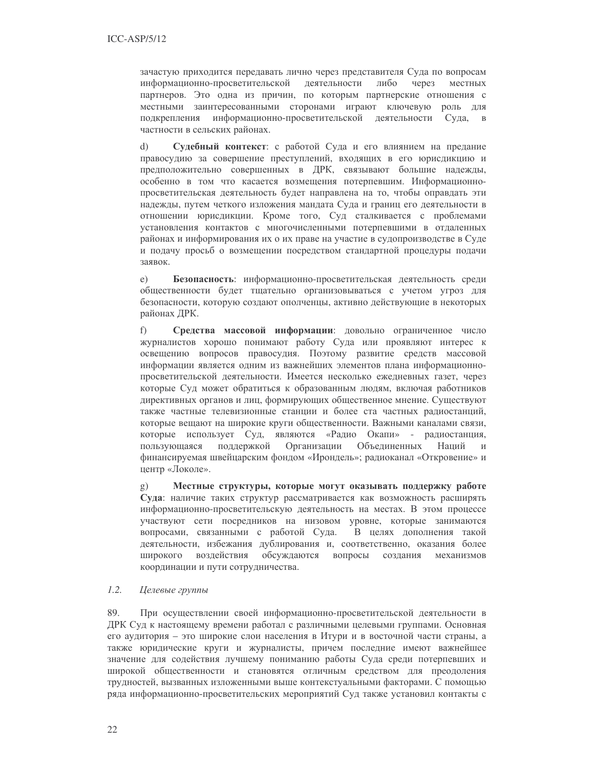зачастую приходится передавать лично через представителя Суда по вопросам информационно-просветительской деятельности либо через местных партнеров. Это одна из причин, по которым партнерские отношения с местными заинтересованными сторонами играют ключевую роль для подкрепления информационно-просветительской деятельности Суда, в частности в сельских районах.

d) **Судебный контекст**: с работой Суда и его влиянием на предание правосудию за совершение преступлений, входящих в его юрисдикцию и предположительно совершенных в ДРК, связывают большие надежды, особенно в том что касается возмещения потерпевшим. Информационно-просветительская деятельность будет направлена на то, чтобы оправдать эти надежды, путем четкого изложения мандата Суда и границ его деятельности в отношении юрисдикции. Кроме того, Суд сталкивается с проблемами установления контактов с многочисленными потерпевшими в отдаленных районах и информирования их о их праве на участие в судопроизводстве в Суде и подачу просьб о возмещении посредством стандартной процедуры подачи заявок.

e) **Безопасность**: информационно-просветительская деятельность среди общественности будет тщательно организовываться с учетом угроз для безопасности, которую создают ополченцы, активно действующие в некоторых районах ДРК.

f) **Средства массовой информации**: довольно ограниченное число журналистов хорошо понимают работу Суда или проявляют интерес к освещению вопросов правосудия. Поэтому развитие средств массовой информации является одним из важнейших элементов плана информационно-просветительской деятельности. Имеется несколько ежедневных газет, через которые Суд может обратиться к образованным людям, включая работников директивных органов и лиц, формирующих общественное мнение. Существуют также частные телевизионные станции и более ста частных радиостанций, которые вещают на широкие круги общественности. Важными каналами связи, которые использует Суд, являются «Радио Окапи» - радиостанция, пользующаяся поддержкой Организации Объединенных Наций и финансируемая швейцарским фондом «Ирондель»; радиоканал «Откровение» и центр «Локоле».

g) **Местные структуры, которые могут оказывать поддержку работе Суда**: наличие таких структур рассматривается как возможность расширять информационно-просветительскую деятельность на местах. В этом процессе участвуют сети посредников на низовом уровне, которые занимаются вопросами, связанными с работой Суда. В целях дополнения такой деятельности, избежания дублирования и, соответственно, оказания более широкого воздействия обсуждаются вопросы создания механизмов координации и пути сотрудничества.

### 1.2. *Целевые группы*

89. При осуществлении своей информационно-просветительской деятельности в ДРК Суд к настоящему времени работал с различными целевыми группами. Основная его аудитория – это широкие слои населения в Итури и в восточной части страны, а также юридические круги и журналисты, причем последние имеют важнейшее значение для содействия лучшему пониманию работы Суда среди потерпевших и широкой общественности и становятся отличным средством для преодоления трудностей, вызванных изложенными выше контекстуальными факторами. С помощью ряда информационно-просветительских мероприятий Суд также установил контакты с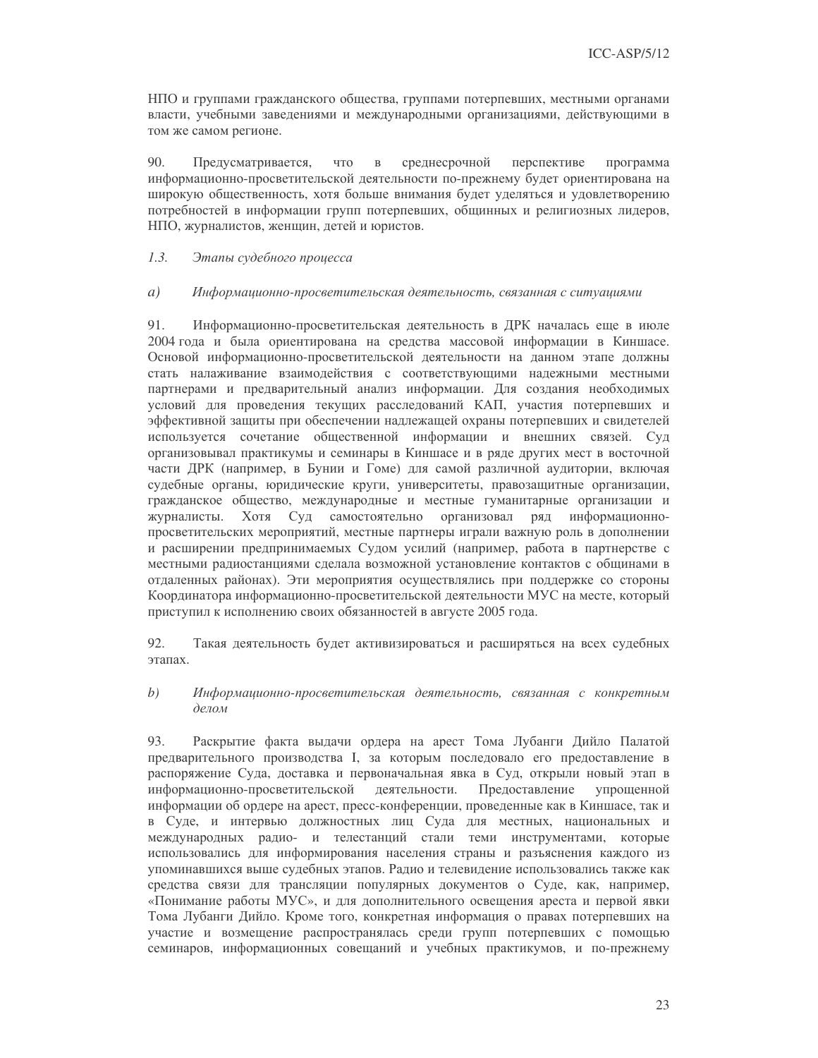НПО и группами гражданского общества, группами потерпевших, местными органами власти, учебными заведениями и международными организациями, действующими в том же самом регионе.

90. Предусматривается, что в среднесрочной перспективе программа информационно-просветительской деятельности по-прежнему будет ориентирована на широкую общественность, хотя больше внимания будет уделяться и удовлетворению потребностей в информации групп потерпевших, общинных и религиозных лидеров, НПО, журналистов, женщин, детей и юристов.

*1.3. Этапы судебного процесса*

*a) Информационно-просветительская деятельность, связанная с ситуациями*

91. Информационно-просветительская деятельность в ДРК началась еще в июле 2004 года и была ориентирована на средства массовой информации в Киншасе. Основой информационно-просветительской деятельности на данном этапе должны стать налаживание взаимодействия с соответствующими надежными местными партнерами и предварительный анализ информации. Для создания необходимых условий для проведения текущих расследований КАП, участия потерпевших и эффективной защиты при обеспечении надлежащей охраны потерпевших и свидетелей используется сочетание общественной информации и внешних связей. Суд организовывал практикумы и семинары в Киншасе и в ряде других мест в восточной части ДРК (например, в Бунии и Гоме) для самой различной аудитории, включая судебные органы, юридические круги, университеты, правозащитные организации, гражданское общество, международные и местные гуманитарные организации и журналисты. Хотя Суд самостоятельно организовал ряд информационно-просветительских мероприятий, местные партнеры играли важную роль в дополнении и расширении предпринимаемых Судом усилий (например, работа в партнерстве с местными радиостанциями сделала возможной установление контактов с общинами в отдаленных районах). Эти мероприятия осуществлялись при поддержке со стороны Координатора информационно-просветительской деятельности МУС на месте, который приступил к исполнению своих обязанностей в августе 2005 года.

92. Такая деятельность будет активизироваться и расширяться на всех судебных этапах.

*b) Информационно-просветительская деятельность, связанная с конкретным делом*

93. Раскрытие факта выдачи ордера на арест Тома Лубанги Дийло Палатой предварительного производства I, за которым последовало его предоставление в распоряжение Суда, доставка и первоначальная явка в Суд, открыли новый этап в информационно-просветительской деятельности. Предоставление упрощенной информации об ордере на арест, пресс-конференции, проведенные как в Киншасе, так и в Суде, и интервью должностных лиц Суда для местных, национальных и международных радио- и телестанций стали теми инструментами, которые использовались для информирования населения страны и разъяснения каждого из упоминавшихся выше судебных этапов. Радио и телевидение использовались также как средства связи для трансляции популярных документов о Суде, как, например, «Понимание работы МУС», и для дополнительного освещения ареста и первой явки Тома Лубанги Дийло. Кроме того, конкретная информация о правах потерпевших на участие и возмещение распространялась среди групп потерпевших с помощью семинаров, информационных совещаний и учебных практикумов, и по-прежнему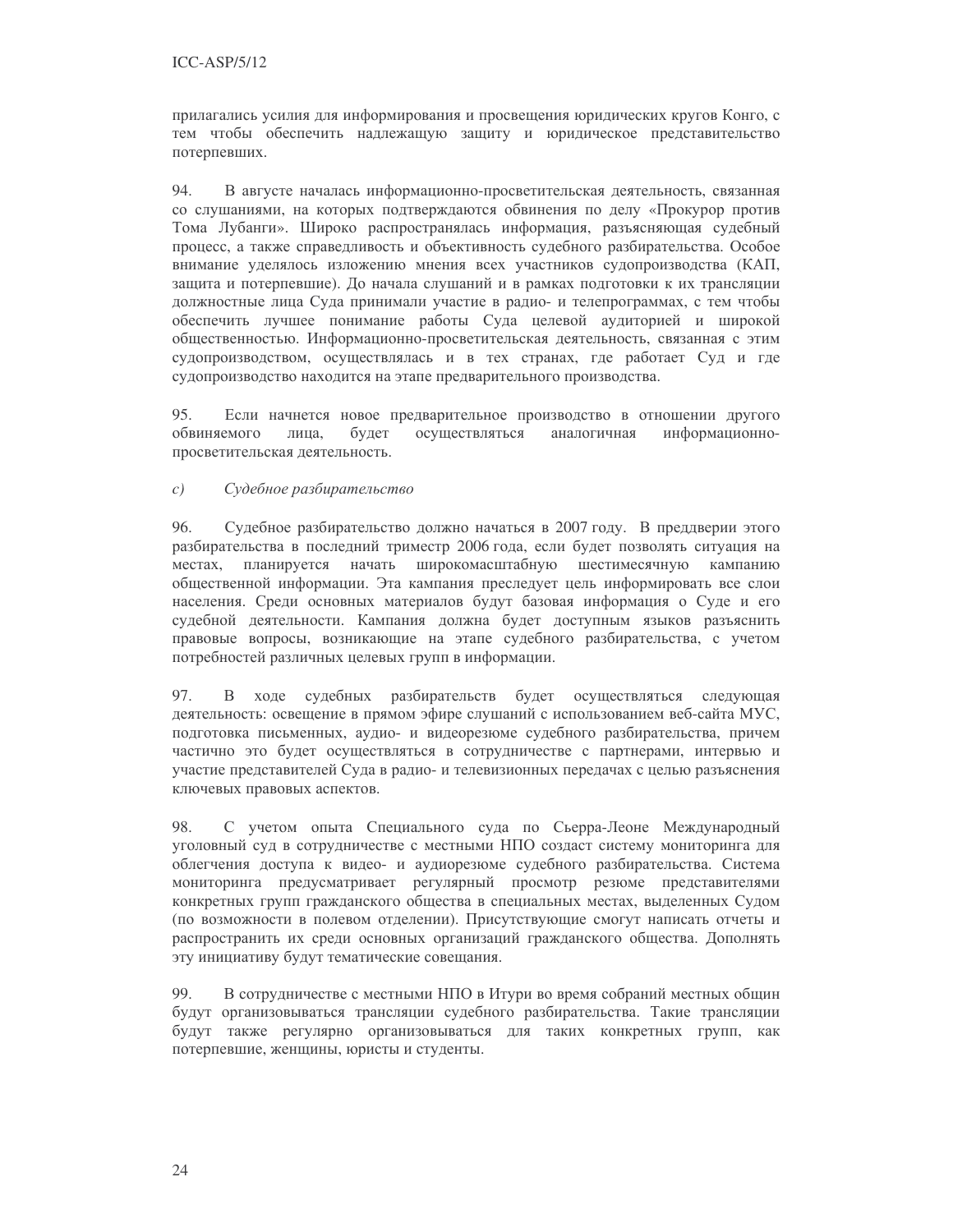прилагались усилия для информирования и просвещения юридических кругов Конго, с тем чтобы обеспечить надлежащую защиту и юридическое представительство потерпевших.

94. В августе началась информационно-просветительская деятельность, связанная со слушаниями, на которых подтверждаются обвинения по делу «Прокурор против Тома Лубанги». Широко распространялась информация, разъясняющая судебный процесс, а также справедливость и объективность судебного разбирательства. Особое внимание уделялось изложению мнения всех участников судопроизводства (КАП, защита и потерпевшие). До начала слушаний и в рамках подготовки к их трансляции должностные лица Суда принимали участие в радио- и телепрограммах, с тем чтобы обеспечить лучшее понимание работы Суда целевой аудиторией и широкой общественностью. Информационно-просветительская деятельность, связанная с этим судопроизводством, осуществлялась и в тех странах, где работает Суд и где судопроизводство находится на этапе предварительного производства.

95. Если начнется новое предварительное производство в отношении другого обвиняемого лица, будет осуществляться аналогичная информационно-просветительская деятельность.

*c) Судебное разбирательство*

96. Судебное разбирательство должно начаться в 2007 году. В преддверии этого разбирательства в последний триместр 2006 года, если будет позволять ситуация на местах, планируется начать широкомасштабную шестимесячную кампанию общественной информации. Эта кампания преследует цель информировать все слои населения. Среди основных материалов будут базовая информация о Суде и его судебной деятельности. Кампания должна будет доступным языков разъяснить правовые вопросы, возникающие на этапе судебного разбирательства, с учетом потребностей различных целевых групп в информации.

97. В ходе судебных разбирательств будет осуществляться следующая деятельность: освещение в прямом эфире слушаний с использованием веб-сайта МУС, подготовка письменных, аудио- и видеорезюме судебного разбирательства, причем частично это будет осуществляться в сотрудничестве с партнерами, интервью и участие представителей Суда в радио- и телевизионных передачах с целью разъяснения ключевых правовых аспектов.

98. С учетом опыта Специального суда по Сьерра-Леоне Международный уголовный суд в сотрудничестве с местными НПО создаст систему мониторинга для облегчения доступа к видео- и аудиорезюме судебного разбирательства. Система мониторинга предусматривает регулярный просмотр резюме представителями конкретных групп гражданского общества в специальных местах, выделенных Судом (по возможности в полевом отделении). Присутствующие смогут написать отчеты и распространить их среди основных организаций гражданского общества. Дополнять эту инициативу будут тематические совещания.

99. В сотрудничестве с местными НПО в Итури во время собраний местных общин будут организовываться трансляции судебного разбирательства. Такие трансляции будут также регулярно организовываться для таких конкретных групп, как потерпевшие, женщины, юристы и студенты.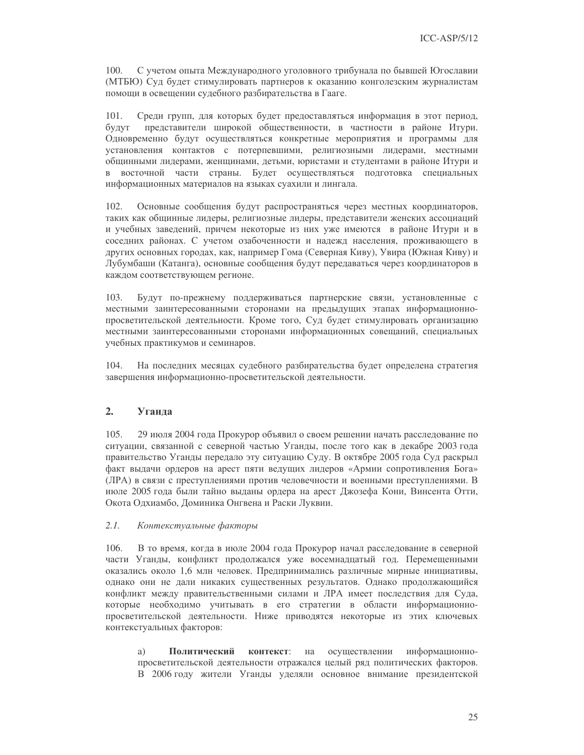100. С учетом опыта Международного уголовного трибунала по бывшей Югославии (МТБЮ) Суд будет стимулировать партнеров к оказанию конголезским журналистам помощи в освещении судебного разбирательства в Гааге.

101. Среди групп, для которых будет предоставляться информация в этот период, будут представители широкой общественности, в частности в районе Итури. Одновременно будут осуществляться конкретные мероприятия и программы для установления контактов с потерпевшими, религиозными лидерами, местными общинными лидерами, женщинами, детьми, юристами и студентами в районе Итури и в восточной части страны. Будет осуществляться подготовка специальных информационных материалов на языках суахили и лингала.

102. Основные сообщения будут распространяться через местных координаторов, таких как общинные лидеры, религиозные лидеры, представители женских ассоциаций и учебных заведений, причем некоторые из них уже имеются в районе Итури и в соседних районах. С учетом озабоченности и надежд населения, проживающего в других основных городах, как, например Гома (Северная Киву), Увира (Южная Киву) и Лубумбаши (Катанга), основные сообщения будут передаваться через координаторов в каждом соответствующем регионе.

103. Будут по-прежнему поддерживаться партнерские связи, установленные с местными заинтересованными сторонами на предыдущих этапах информационно-просветительской деятельности. Кроме того, Суд будет стимулировать организацию местными заинтересованными сторонами информационных совещаний, специальных учебных практикумов и семинаров.

104. На последних месяцах судебного разбирательства будет определена стратегия завершения информационно-просветительской деятельности.

## 2. Уганда

105. 29 июля 2004 года Прокурор объявил о своем решении начать расследование по ситуации, связанной с северной частью Уганды, после того как в декабре 2003 года правительство Уганды передало эту ситуацию Суду. В октябре 2005 года Суд раскрыл факт выдачи ордеров на арест пяти ведущих лидеров «Армии сопротивления Бога» (ЛРА) в связи с преступлениями против человечности и военными преступлениями. В июле 2005 года были тайно выданы ордера на арест Джозефа Кони, Винсента Отти, Окота Одхиамбо, Доминика Онгвена и Раски Луквии.

### *2.1. Контекстуальные факторы*

106. В то время, когда в июле 2004 года Прокурор начал расследование в северной части Уганды, конфликт продолжался уже восемнадцатый год. Перемещенными оказались около 1,6 млн человек. Предпринимались различные мирные инициативы, однако они не дали никаких существенных результатов. Однако продолжающийся конфликт между правительственными силами и ЛРА имеет последствия для Суда, которые необходимо учитывать в его стратегии в области информационно-просветительской деятельности. Ниже приводятся некоторые из этих ключевых контекстуальных факторов:

a) **Политический контекст**: на осуществлении информационно-просветительской деятельности отражался целый ряд политических факторов. В 2006 году жители Уганды уделяли основное внимание президентской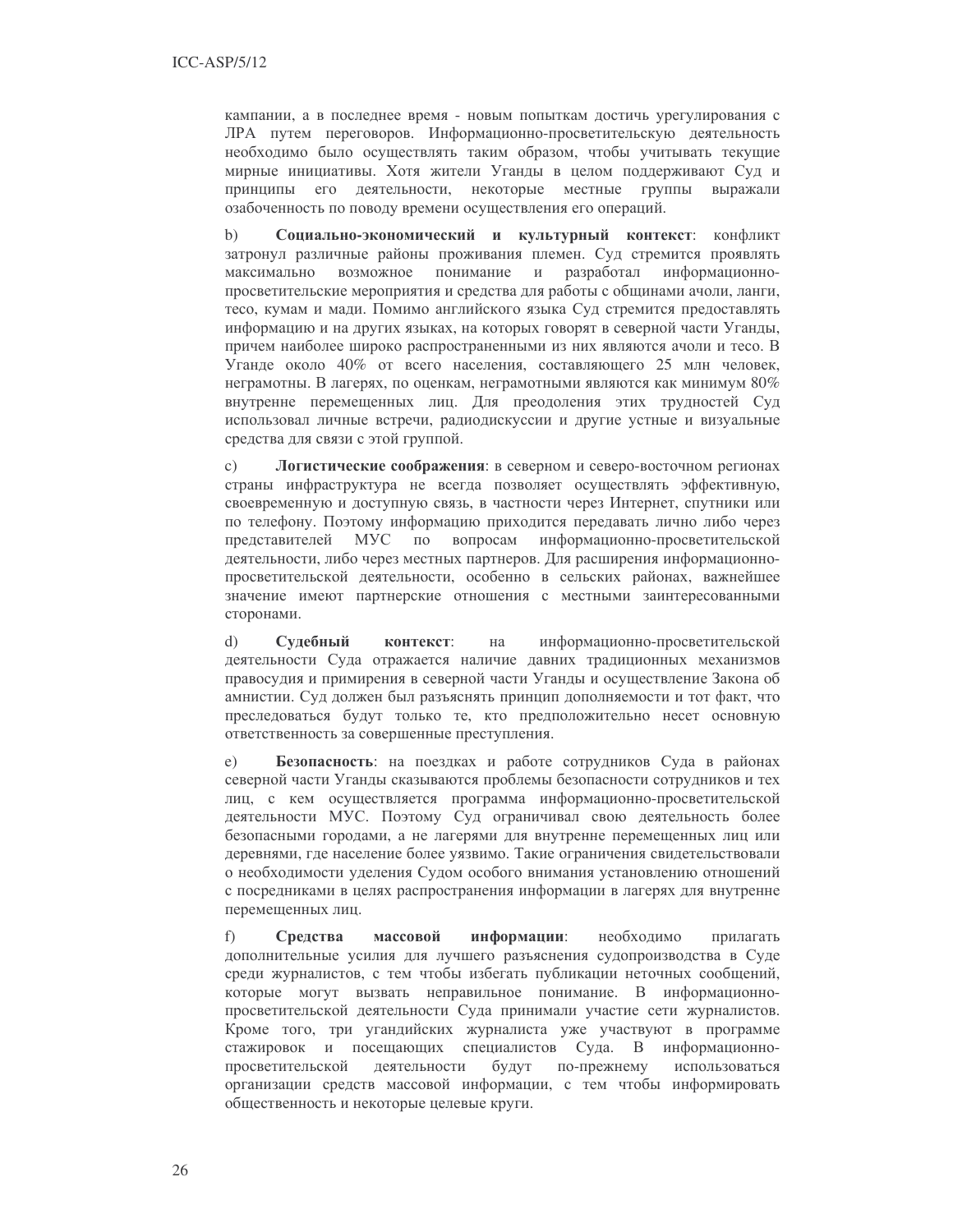кампании, а в последнее время - новым попыткам достичь урегулирования с ЛРА путем переговоров. Информационно-просветительскую деятельность необходимо было осуществлять таким образом, чтобы учитывать текущие мирные инициативы. Хотя жители Уганды в целом поддерживают Суд и принципы его деятельности, некоторые местные группы выражали озабоченность по поводу времени осуществления его операций.

b) **Социально-экономический и культурный контекст**: конфликт затронул различные районы проживания племен. Суд стремится проявлять максимально возможное понимание и разработал информационно-просветительские мероприятия и средства для работы с общинами ачоли, ланги, тесо, кумам и мади. Помимо английского языка Суд стремится предоставлять информацию и на других языках, на которых говорят в северной части Уганды, причем наиболее широко распространенными из них являются ачоли и тесо. В Уганде около 40% от всего населения, составляющего 25 млн человек, неграмотны. В лагерях, по оценкам, неграмотными являются как минимум 80% внутренне перемещенных лиц. Для преодоления этих трудностей Суд использовал личные встречи, радиодискуссии и другие устные и визуальные средства для связи с этой группой.

c) **Логистические соображения**: в северном и северо-восточном регионах страны инфраструктура не всегда позволяет осуществлять эффективную, своевременную и доступную связь, в частности через Интернет, спутники или по телефону. Поэтому информацию приходится передавать лично либо через представителей МУС по вопросам информационно-просветительской деятельности, либо через местных партнеров. Для расширения информационно-просветительской деятельности, особенно в сельских районах, важнейшее значение имеют партнерские отношения с местными заинтересованными сторонами.

d) **Судебный контекст**: на информационно-просветительской деятельности Суда отражается наличие давних традиционных механизмов правосудия и примирения в северной части Уганды и осуществление Закона об амнистии. Суд должен был разъяснять принцип дополняемости и тот факт, что преследоваться будут только те, кто предположительно несет основную ответственность за совершенные преступления.

e) **Безопасность**: на поездках и работе сотрудников Суда в районах северной части Уганды сказываются проблемы безопасности сотрудников и тех лиц, с кем осуществляется программа информационно-просветительской деятельности МУС. Поэтому Суд ограничивал свою деятельность более безопасными городами, а не лагерями для внутренне перемещенных лиц или деревнями, где население более уязвимо. Такие ограничения свидетельствовали о необходимости уделения Судом особого внимания установлению отношений с посредниками в целях распространения информации в лагерях для внутренне перемещенных лиц.

f) **Средства массовой информации**: необходимо прилагать дополнительные усилия для лучшего разъяснения судопроизводства в Суде среди журналистов, с тем чтобы избегать публикации неточных сообщений, которые могут вызвать неправильное понимание. В информационно-просветительской деятельности Суда принимали участие сети журналистов. Кроме того, три угандийских журналиста уже участвуют в программе стажировок и посещающих специалистов Суда. В информационно-просветительской деятельности будут по-прежнему использоваться организации средств массовой информации, с тем чтобы информировать общественность и некоторые целевые круги.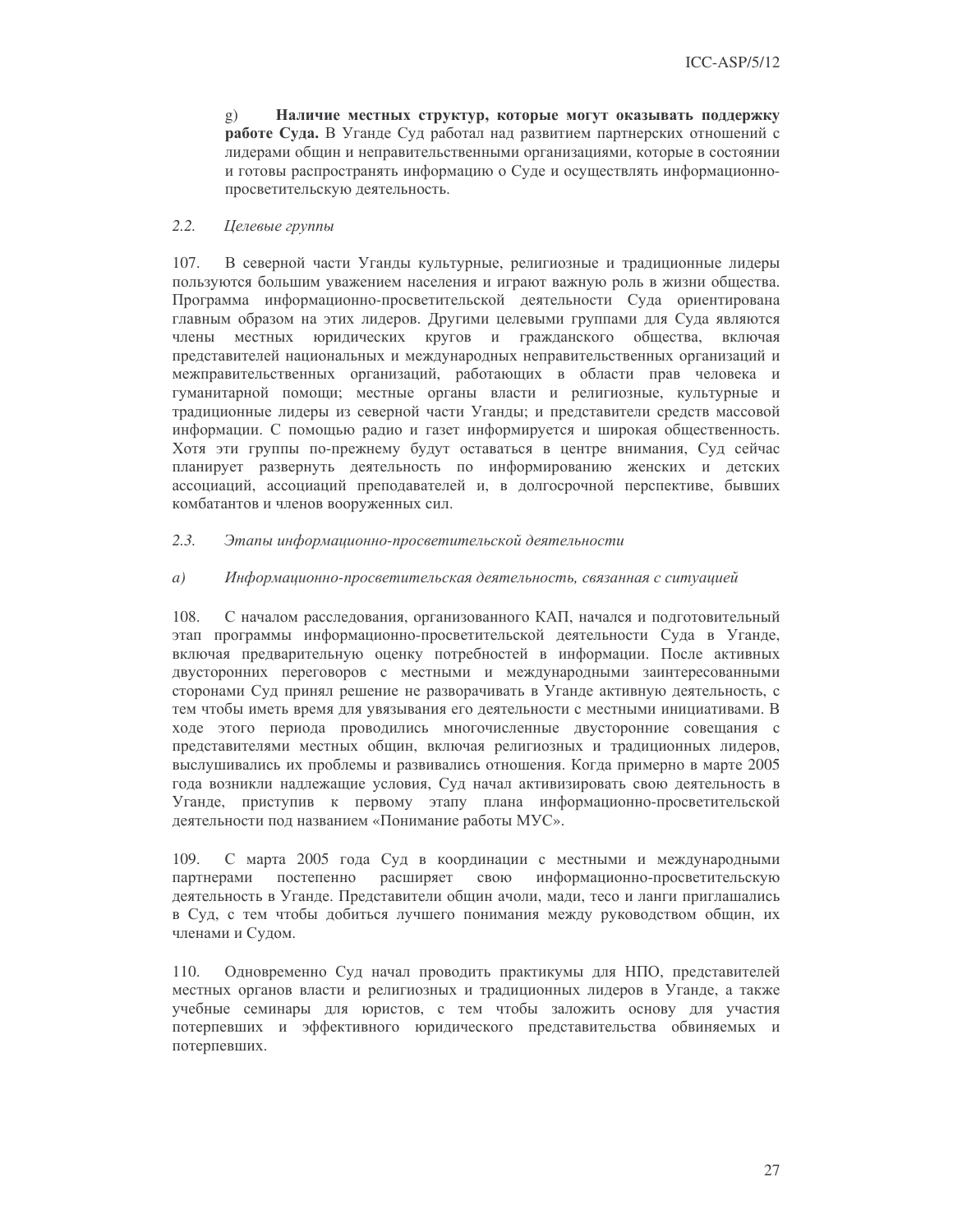g) **Наличие местных структур, которые могут оказывать поддержку работе Суда.** В Уганде Суд работал над развитием партнерских отношений с лидерами общин и неправительственными организациями, которые в состоянии и готовы распространять информацию о Суде и осуществлять информационно-просветительскую деятельность.

### 2.2. *Целевые группы*

107. В северной части Уганды культурные, религиозные и традиционные лидеры пользуются большим уважением населения и играют важную роль в жизни общества. Программа информационно-просветительской деятельности Суда ориентирована главным образом на этих лидеров. Другими целевыми группами для Суда являются члены местных юридических кругов и гражданского общества, включая представителей национальных и международных неправительственных организаций и межправительственных организаций, работающих в области прав человека и гуманитарной помощи; местные органы власти и религиозные, культурные и традиционные лидеры из северной части Уганды; и представители средств массовой информации. С помощью радио и газет информируется и широкая общественность. Хотя эти группы по-прежнему будут оставаться в центре внимания, Суд сейчас планирует развернуть деятельность по информированию женских и детских ассоциаций, ассоциаций преподавателей и, в долгосрочной перспективе, бывших комбатантов и членов вооруженных сил.

### 2.3. *Этапы информационно-просветительской деятельности*

#### a) *Информационно-просветительская деятельность, связанная с ситуацией*

108. С началом расследования, организованного КАП, начался и подготовительный этап программы информационно-просветительской деятельности Суда в Уганде, включая предварительную оценку потребностей в информации. После активных двусторонних переговоров с местными и международными заинтересованными сторонами Суд принял решение не разворачивать в Уганде активную деятельность, с тем чтобы иметь время для увязывания его деятельности с местными инициативами. В ходе этого периода проводились многочисленные двусторонние совещания с представителями местных общин, включая религиозных и традиционных лидеров, выслушивались их проблемы и развивались отношения. Когда примерно в марте 2005 года возникли надлежащие условия, Суд начал активизировать свою деятельность в Уганде, приступив к первому этапу плана информационно-просветительской деятельности под названием «Понимание работы МУС».

109. С марта 2005 года Суд в координации с местными и международными партнерами постепенно расширяет свою информационно-просветительскую деятельность в Уганде. Представители общин ачоли, мади, тесо и ланги приглашались в Суд, с тем чтобы добиться лучшего понимания между руководством общин, их членами и Судом.

110. Одновременно Суд начал проводить практикумы для НПО, представителей местных органов власти и религиозных и традиционных лидеров в Уганде, а также учебные семинары для юристов, с тем чтобы заложить основу для участия потерпевших и эффективного юридического представительства обвиняемых и потерпевших.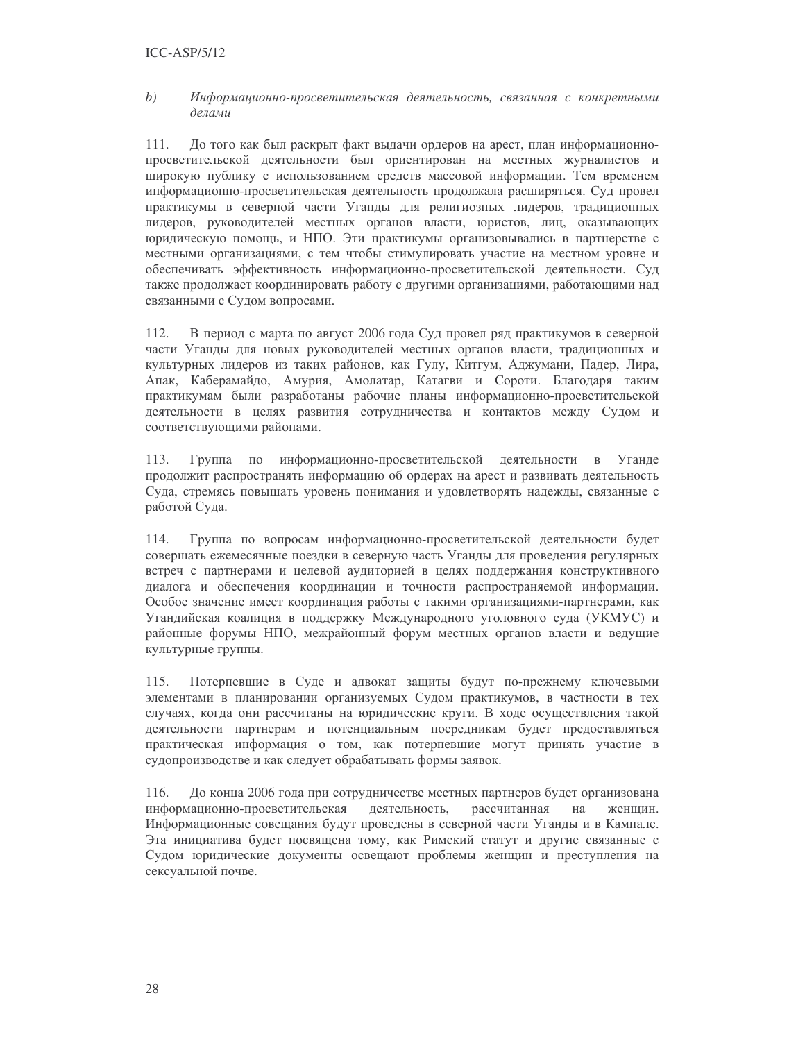*b) Информационно-просветительская деятельность, связанная с конкретными делами*

111. До того как был раскрыт факт выдачи ордеров на арест, план информационно-просветительской деятельности был ориентирован на местных журналистов и широкую публику с использованием средств массовой информации. Тем временем информационно-просветительская деятельность продолжала расширяться. Суд провел практикумы в северной части Уганды для религиозных лидеров, традиционных лидеров, руководителей местных органов власти, юристов, лиц, оказывающих юридическую помощь, и НПО. Эти практикумы организовывались в партнерстве с местными организациями, с тем чтобы стимулировать участие на местном уровне и обеспечивать эффективность информационно-просветительской деятельности. Суд также продолжает координировать работу с другими организациями, работающими над связанными с Судом вопросами.

112. В период с марта по август 2006 года Суд провел ряд практикумов в северной части Уганды для новых руководителей местных органов власти, традиционных и культурных лидеров из таких районов, как Гулу, Китгум, Аджумани, Падер, Лира, Апак, Каберамайдо, Амурия, Амолатар, Катагви и Сороти. Благодаря таким практикумам были разработаны рабочие планы информационно-просветительской деятельности в целях развития сотрудничества и контактов между Судом и соответствующими районами.

113. Группа по информационно-просветительской деятельности в Уганде продолжит распространять информацию об ордерах на арест и развивать деятельность Суда, стремясь повышать уровень понимания и удовлетворять надежды, связанные с работой Суда.

114. Группа по вопросам информационно-просветительской деятельности будет совершать ежемесячные поездки в северную часть Уганды для проведения регулярных встреч с партнерами и целевой аудиторией в целях поддержания конструктивного диалога и обеспечения координации и точности распространяемой информации. Особое значение имеет координация работы с такими организациями-партнерами, как Угандийская коалиция в поддержку Международного уголовного суда (УКМУС) и районные форумы НПО, межрайонный форум местных органов власти и ведущие культурные группы.

115. Потерпевшие в Суде и адвокат защиты будут по-прежнему ключевыми элементами в планировании организуемых Судом практикумов, в частности в тех случаях, когда они рассчитаны на юридические круги. В ходе осуществления такой деятельности партнерам и потенциальным посредникам будет предоставляться практическая информация о том, как потерпевшие могут принять участие в судопроизводстве и как следует обрабатывать формы заявок.

116. До конца 2006 года при сотрудничестве местных партнеров будет организована информационно-просветительская деятельность, рассчитанная на женщин. Информационные совещания будут проведены в северной части Уганды и в Кампале. Эта инициатива будет посвящена тому, как Римский статут и другие связанные с Судом юридические документы освещают проблемы женщин и преступления на сексуальной почве.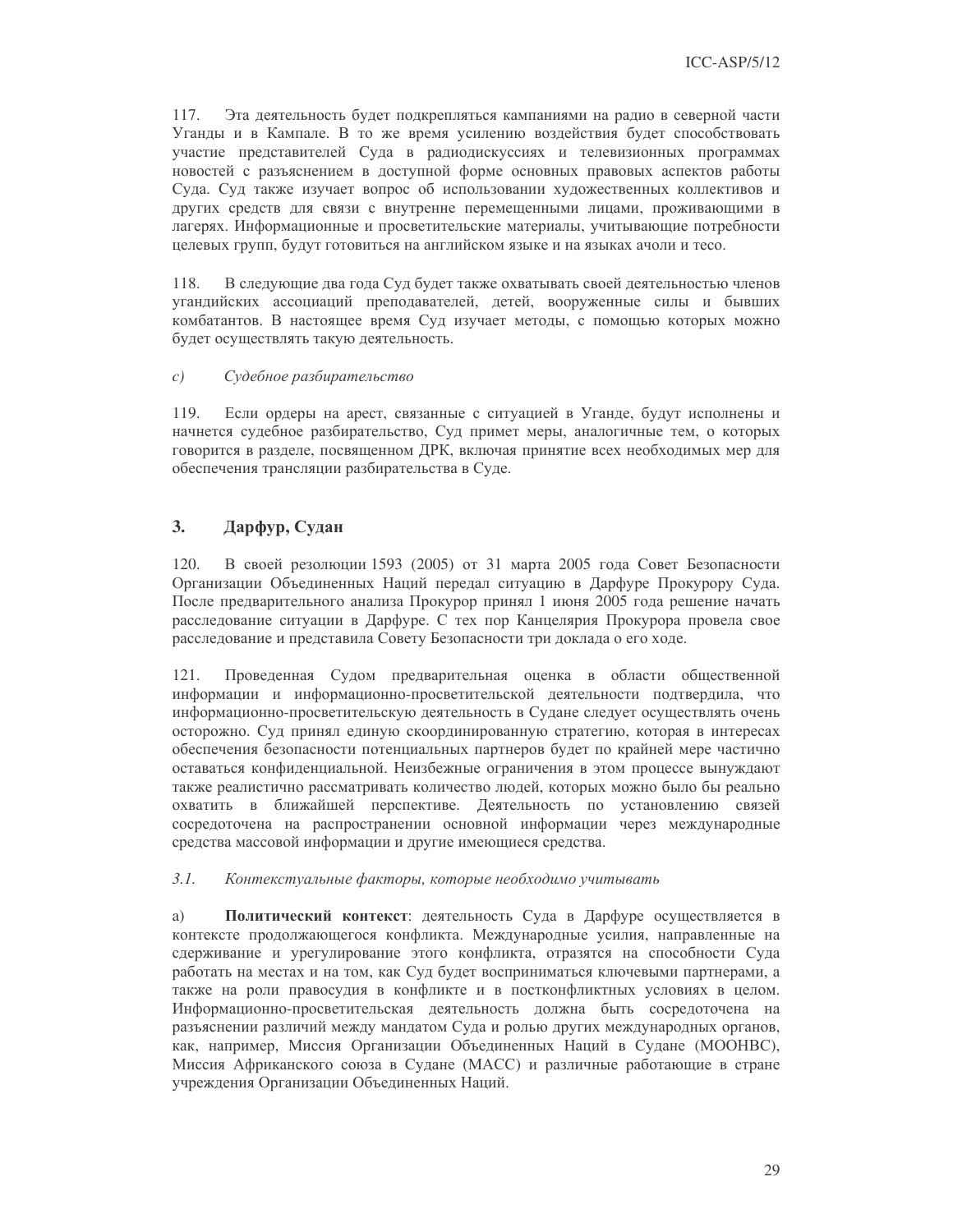117. Эта деятельность будет подкрепляться кампаниями на радио в северной части Уганды и в Кампале. В то же время усилению воздействия будет способствовать участие представителей Суда в радиодискуссиях и телевизионных программах новостей с разъяснением в доступной форме основных правовых аспектов работы Суда. Суд также изучает вопрос об использовании художественных коллективов и других средств для связи с внутренне перемещенными лицами, проживающими в лагерях. Информационные и просветительские материалы, учитывающие потребности целевых групп, будут готовиться на английском языке и на языках ачоли и тесо.

118. В следующие два года Суд будет также охватывать своей деятельностью членов угандийских ассоциаций преподавателей, детей, вооруженные силы и бывших комбатантов. В настоящее время Суд изучает методы, с помощью которых можно будет осуществлять такую деятельность.

*c) Судебное разбирательство*

119. Если ордеры на арест, связанные с ситуацией в Уганде, будут исполнены и начнется судебное разбирательство, Суд примет меры, аналогичные тем, о которых говорится в разделе, посвященном ДРК, включая принятие всех необходимых мер для обеспечения трансляции разбирательства в Суде.

## 3. Дарфур, Судан

120. В своей резолюции 1593 (2005) от 31 марта 2005 года Совет Безопасности Организации Объединенных Наций передал ситуацию в Дарфуре Прокурору Суда. После предварительного анализа Прокурор принял 1 июня 2005 года решение начать расследование ситуации в Дарфуре. С тех пор Канцелярия Прокурора провела свое расследование и представила Совету Безопасности три доклада о его ходе.

121. Проведенная Судом предварительная оценка в области общественной информации и информационно-просветительской деятельности подтвердила, что информационно-просветительскую деятельность в Судане следует осуществлять очень осторожно. Суд принял единую скоординированную стратегию, которая в интересах обеспечения безопасности потенциальных партнеров будет по крайней мере частично оставаться конфиденциальной. Неизбежные ограничения в этом процессе вынуждают также реалистично рассматривать количество людей, которых можно было бы реально охватить в ближайшей перспективе. Деятельность по установлению связей сосредоточена на распространении основной информации через международные средства массовой информации и другие имеющиеся средства.

*3.1. Контекстуальные факторы, которые необходимо учитывать*

a) **Политический контекст**: деятельность Суда в Дарфуре осуществляется в контексте продолжающегося конфликта. Международные усилия, направленные на сдерживание и урегулирование этого конфликта, отразятся на способности Суда работать на местах и на том, как Суд будет восприниматься ключевыми партнерами, а также на роли правосудия в конфликте и в постконфликтных условиях в целом. Информационно-просветительская деятельность должна быть сосредоточена на разъяснении различий между мандатом Суда и ролью других международных органов, как, например, Миссия Организации Объединенных Наций в Судане (МООНВС), Миссия Африканского союза в Судане (МАСС) и различные работающие в стране учреждения Организации Объединенных Наций.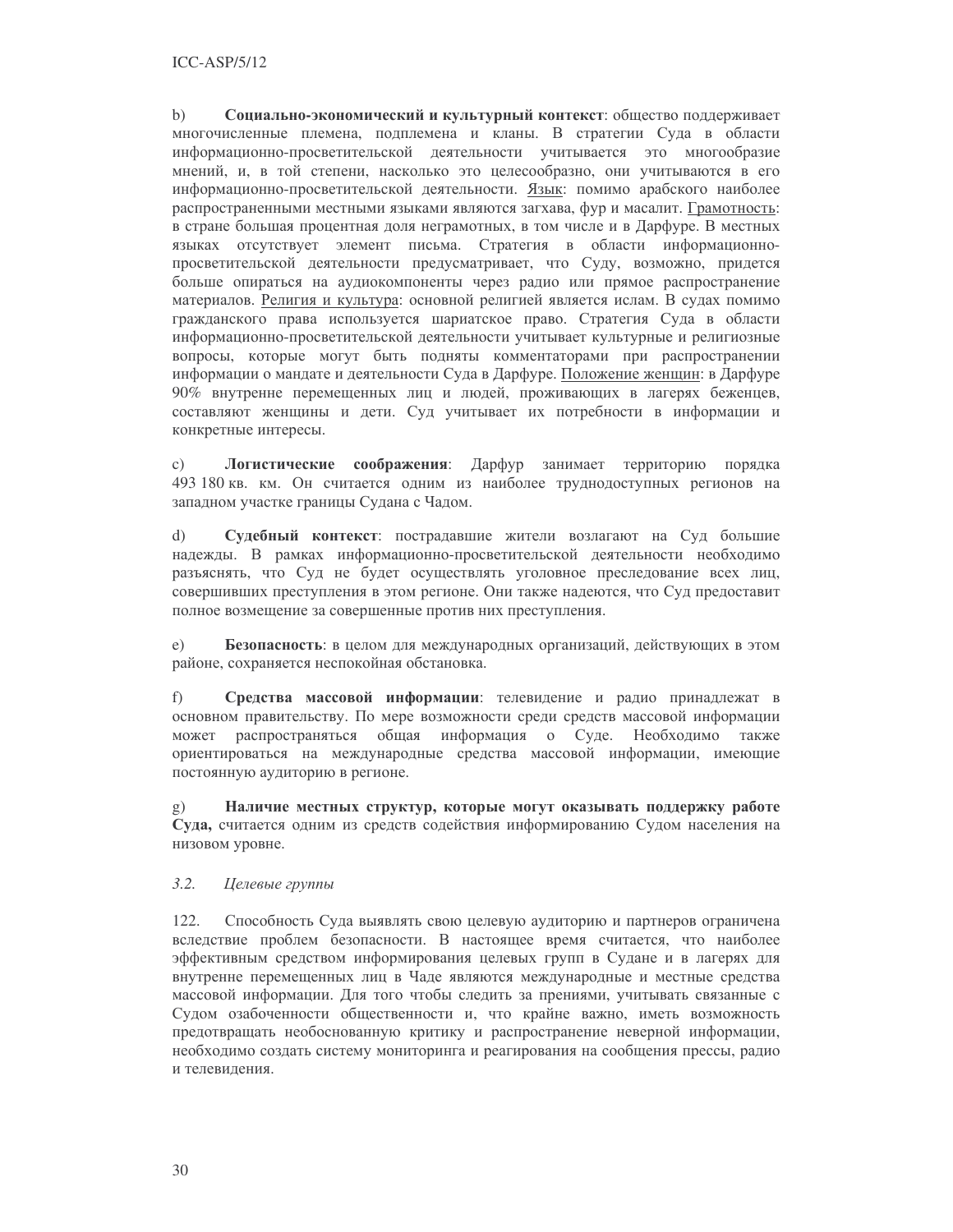b) **Социально-экономический и культурный контекст**: общество поддерживает многочисленные племена, подплемена и кланы. В стратегии Суда в области информационно-просветительской деятельности учитывается это многообразие мнений, и, в той степени, насколько это целесообразно, они учитываются в его информационно-просветительской деятельности. Язык: помимо арабского наиболее распространенными местными языками являются загхава, фур и масалит. Грамотность: в стране большая процентная доля неграмотных, в том числе и в Дарфуре. В местных языках отсутствует элемент письма. Стратегия в области информационно-просветительской деятельности предусматривает, что Суду, возможно, придется больше опираться на аудиокомпоненты через радио или прямое распространение материалов. Религия и культура: основной религией является ислам. В судах помимо гражданского права используется шариатское право. Стратегия Суда в области информационно-просветительской деятельности учитывает культурные и религиозные вопросы, которые могут быть подняты комментаторами при распространении информации о мандате и деятельности Суда в Дарфуре. Положение женщин: в Дарфуре 90% внутренне перемещенных лиц и людей, проживающих в лагерях беженцев, составляют женщины и дети. Суд учитывает их потребности в информации и конкретные интересы.

c) **Логистические соображения**: Дарфур занимает территорию порядка 493 180 кв. км. Он считается одним из наиболее труднодоступных регионов на западном участке границы Судана с Чадом.

d) **Судебный контекст**: пострадавшие жители возлагают на Суд большие надежды. В рамках информационно-просветительской деятельности необходимо разъяснять, что Суд не будет осуществлять уголовное преследование всех лиц, совершивших преступления в этом регионе. Они также надеются, что Суд предоставит полное возмещение за совершенные против них преступления.

e) **Безопасность**: в целом для международных организаций, действующих в этом районе, сохраняется неспокойная обстановка.

f) **Средства массовой информации**: телевидение и радио принадлежат в основном правительству. По мере возможности среди средств массовой информации может распространяться общая информация о Суде. Необходимо также ориентироваться на международные средства массовой информации, имеющие постоянную аудиторию в регионе.

g) **Наличие местных структур, которые могут оказывать поддержку работе Суда,** считается одним из средств содействия информированию Судом населения на низовом уровне.

### *3.2. Целевые группы*

122. Способность Суда выявлять свою целевую аудиторию и партнеров ограничена вследствие проблем безопасности. В настоящее время считается, что наиболее эффективным средством информирования целевых групп в Судане и в лагерях для внутренне перемещенных лиц в Чаде являются международные и местные средства массовой информации. Для того чтобы следить за прениями, учитывать связанные с Судом озабоченности общественности и, что крайне важно, иметь возможность предотвращать необоснованную критику и распространение неверной информации, необходимо создать систему мониторинга и реагирования на сообщения прессы, радио и телевидения.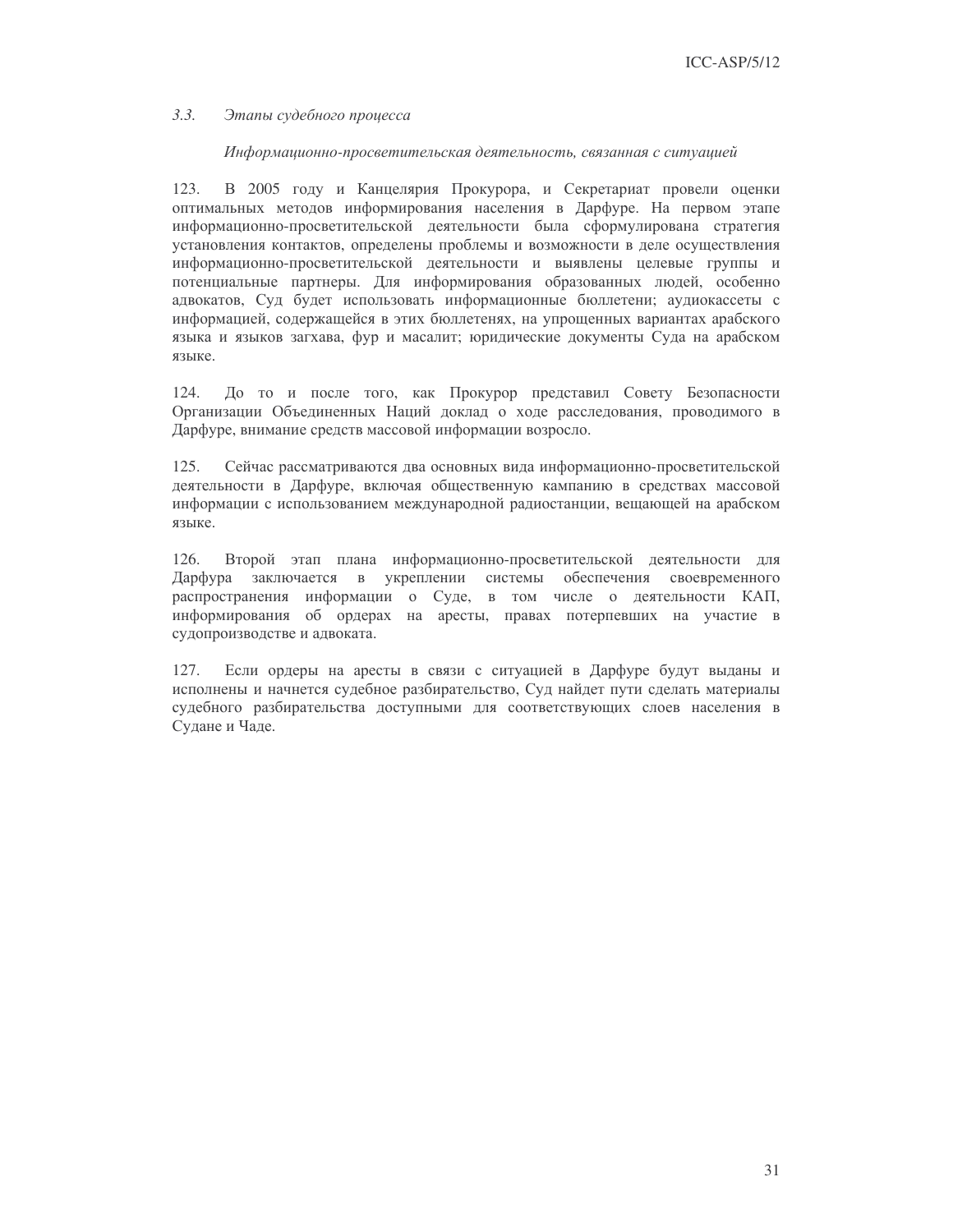### *3.3. Этапы судебного процесса*

*Информационно-просветительская деятельность, связанная с ситуацией*

123. В 2005 году и Канцелярия Прокурора, и Секретариат провели оценки оптимальных методов информирования населения в Дарфуре. На первом этапе информационно-просветительской деятельности была сформулирована стратегия установления контактов, определены проблемы и возможности в деле осуществления информационно-просветительской деятельности и выявлены целевые группы и потенциальные партнеры. Для информирования образованных людей, особенно адвокатов, Суд будет использовать информационные бюллетени; аудиокассеты с информацией, содержащейся в этих бюллетенях, на упрощенных вариантах арабского языка и языков загхава, фур и масалит; юридические документы Суда на арабском языке.

124. До то и после того, как Прокурор представил Совету Безопасности Организации Объединенных Наций доклад о ходе расследования, проводимого в Дарфуре, внимание средств массовой информации возросло.

125. Сейчас рассматриваются два основных вида информационно-просветительской деятельности в Дарфуре, включая общественную кампанию в средствах массовой информации с использованием международной радиостанции, вещающей на арабском языке.

126. Второй этап плана информационно-просветительской деятельности для Дарфура заключается в укреплении системы обеспечения своевременного распространения информации о Суде, в том числе о деятельности КАП, информирования об ордерах на аресты, правах потерпевших на участие в судопроизводстве и адвоката.

127. Если ордеры на аресты в связи с ситуацией в Дарфуре будут выданы и исполнены и начнется судебное разбирательство, Суд найдет пути сделать материалы судебного разбирательства доступными для соответствующих слоев населения в Судане и Чаде.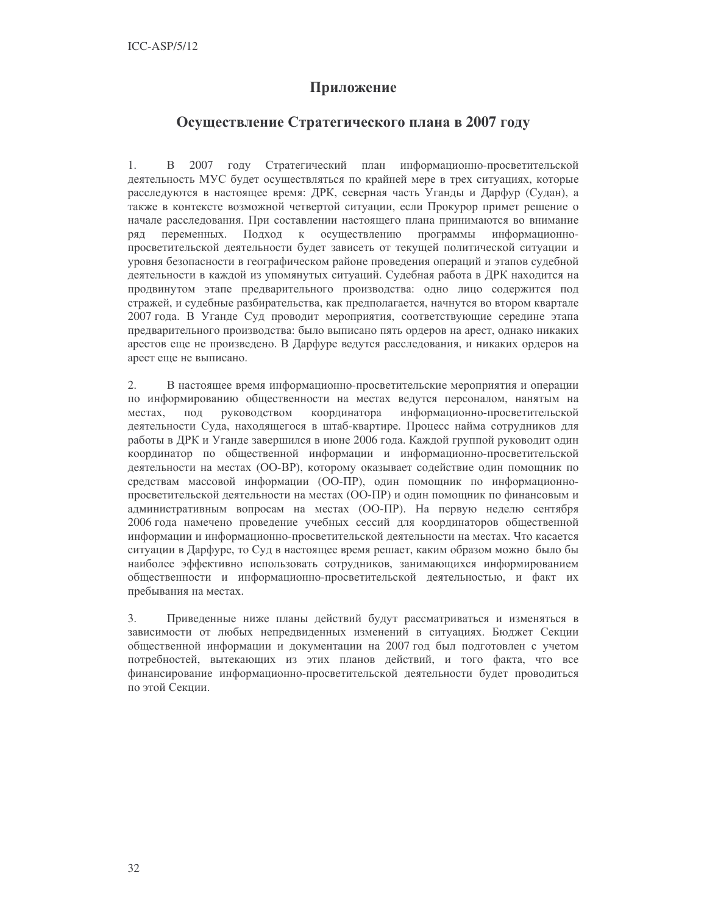# Приложение

## Осуществление Стратегического плана в 2007 году

1. В 2007 году Стратегический план информационно-просветительской деятельность МУС будет осуществляться по крайней мере в трех ситуациях, которые расследуются в настоящее время: ДРК, северная часть Уганды и Дарфур (Судан), а также в контексте возможной четвертой ситуации, если Прокурор примет решение о начале расследования. При составлении настоящего плана принимаются во внимание ряд переменных. Подход к осуществлению программы информационно-просветительской деятельности будет зависеть от текущей политической ситуации и уровня безопасности в географическом районе проведения операций и этапов судебной деятельности в каждой из упомянутых ситуаций. Судебная работа в ДРК находится на продвинутом этапе предварительного производства: одно лицо содержится под стражей, и судебные разбирательства, как предполагается, начнутся во втором квартале 2007 года. В Уганде Суд проводит мероприятия, соответствующие середине этапа предварительного производства: было выписано пять ордеров на арест, однако никаких арестов еще не произведено. В Дарфуре ведутся расследования, и никаких ордеров на арест еще не выписано.

2. В настоящее время информационно-просветительские мероприятия и операции по информированию общественности на местах ведутся персоналом, нанятым на местах, под руководством координатора информационно-просветительской деятельности Суда, находящегося в штаб-квартире. Процесс найма сотрудников для работы в ДРК и Уганде завершился в июне 2006 года. Каждой группой руководит один координатор по общественной информации и информационно-просветительской деятельности на местах (ОО-ВР), которому оказывает содействие один помощник по средствам массовой информации (ОО-ПР), один помощник по информационно-просветительской деятельности на местах (ОО-ПР) и один помощник по финансовым и административным вопросам на местах (ОО-ПР). На первую неделю сентября 2006 года намечено проведение учебных сессий для координаторов общественной информации и информационно-просветительской деятельности на местах. Что касается ситуации в Дарфуре, то Суд в настоящее время решает, каким образом можно было бы наиболее эффективно использовать сотрудников, занимающихся информированием общественности и информационно-просветительской деятельностью, и факт их пребывания на местах.

3. Приведенные ниже планы действий будут рассматриваться и изменяться в зависимости от любых непредвиденных изменений в ситуациях. Бюджет Секции общественной информации и документации на 2007 год был подготовлен с учетом потребностей, вытекающих из этих планов действий, и того факта, что все финансирование информационно-просветительской деятельности будет проводиться по этой Секции.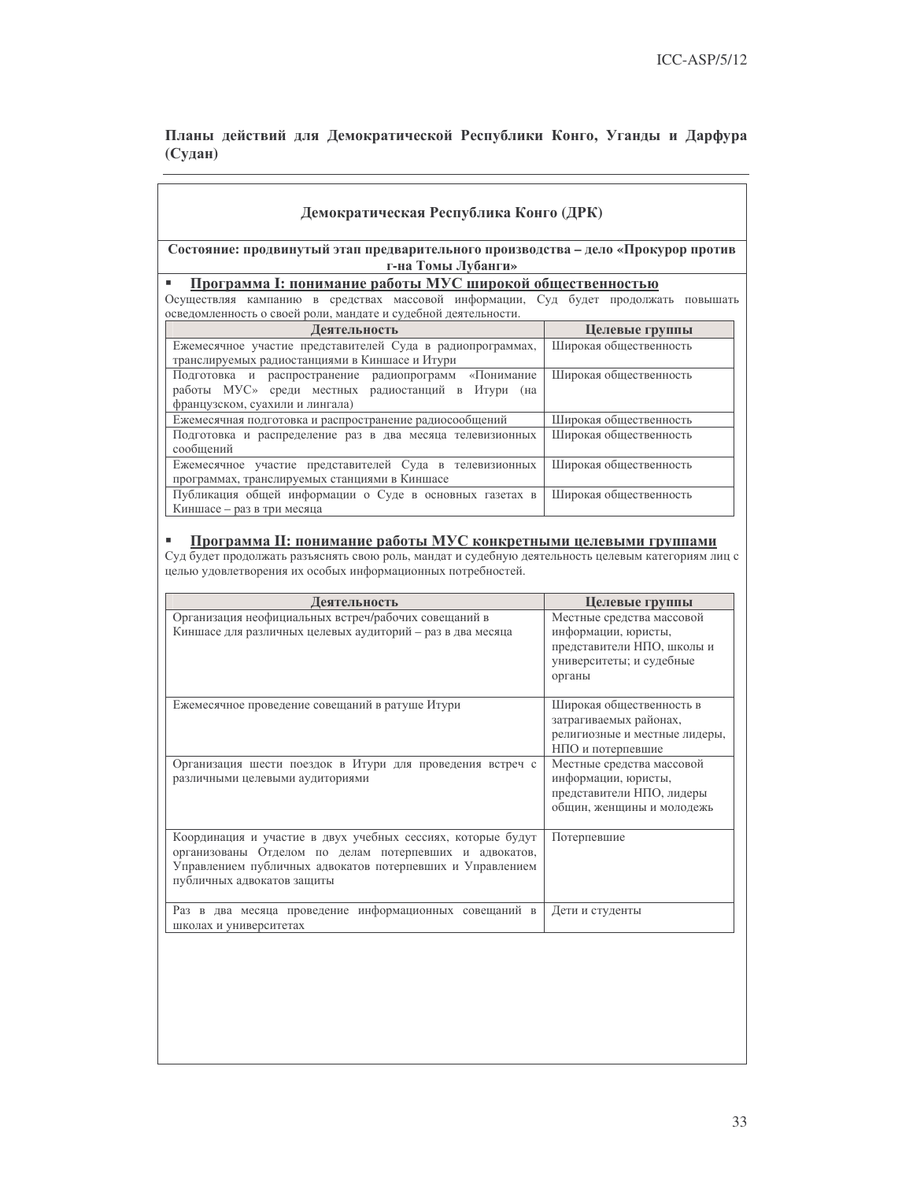**Планы действий для Демократической Республики Конго, Уганды и Дарфура (Судан)**

## Демократическая Республика Конго (ДРК)

**Состояние: продвинутый этап предварительного производства – дело «Прокурор против г-на Томы Лубанги»**

- **Программа I: понимание работы МУС широкой общественностью**

Осуществляя кампанию в средствах массовой информации, Суд будет продолжать повышать осведомленность о своей роли, мандате и судебной деятельности.

| Деятельность | Целевые группы |
|---|---|
| Ежемесячное участие представителей Суда в радиопрограммах, транслируемых радиостанциями в Киншасе и Итури | Широкая общественность |
| Подготовка и распространение радиопрограмм «Понимание работы МУС» среди местных радиостанций в Итури (на французском, суахили и лингала) | Широкая общественность |
| Ежемесячная подготовка и распространение радиосообщений | Широкая общественность |
| Подготовка и распределение раз в два месяца телевизионных сообщений | Широкая общественность |
| Ежемесячное участие представителей Суда в телевизионных программах, транслируемых станциями в Киншасе | Широкая общественность |
| Публикация общей информации о Суде в основных газетах в Киншасе – раз в три месяца | Широкая общественность |

- **Программа II: понимание работы МУС конкретными целевыми группами**

Суд будет продолжать разъяснять свою роль, мандат и судебную деятельность целевым категориям лиц с целью удовлетворения их особых информационных потребностей.

| Деятельность | Целевые группы |
|---|---|
| Организация неофициальных встреч/рабочих совещаний в Киншасе для различных целевых аудиторий – раз в два месяца | Местные средства массовой информации, юристы, представители НПО, школы и университеты; и судебные органы |
| Ежемесячное проведение совещаний в ратуше Итури | Широкая общественность в затрагиваемых районах, религиозные и местные лидеры, НПО и потерпевшие |
| Организация шести поездок в Итури для проведения встреч с различными целевыми аудиториями | Местные средства массовой информации, юристы, представители НПО, лидеры общин, женщины и молодежь |
| Координация и участие в двух учебных сессиях, которые будут организованы Отделом по делам потерпевших и адвокатов, Управлением публичных адвокатов потерпевших и Управлением публичных адвокатов защиты | Потерпевшие |
| Раз в два месяца проведение информационных совещаний в школах и университетах | Дети и студенты |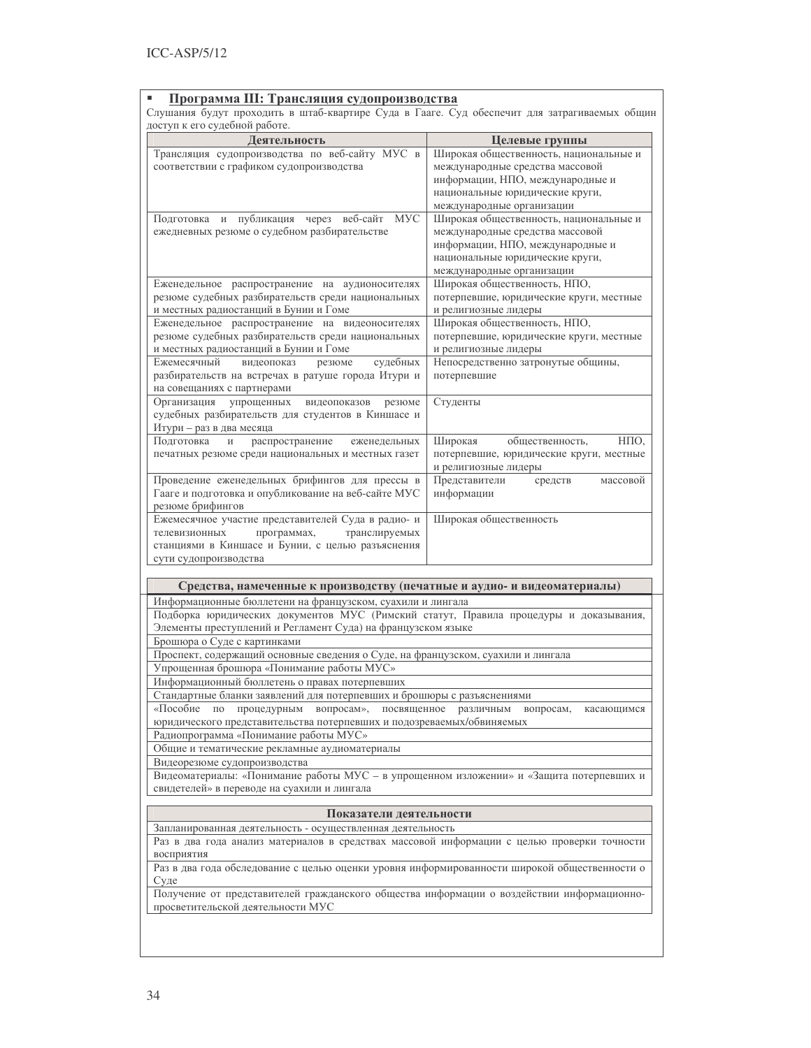- **Программа III: Трансляция судопроизводства**

Слушания будут проходить в штаб-квартире Суда в Гааге. Суд обеспечит для затрагиваемых общин доступ к его судебной работе.

| Деятельность | Целевые группы |
|---|---|
| Трансляция судопроизводства по веб-сайту МУС в соответствии с графиком судопроизводства | Широкая общественность, национальные и международные средства массовой информации, НПО, международные и национальные юридические круги, международные организации |
| Подготовка и публикация через веб-сайт МУС ежедневных резюме о судебном разбирательстве | Широкая общественность, национальные и международные средства массовой информации, НПО, международные и национальные юридические круги, международные организации |
| Еженедельное распространение на аудионосителях резюме судебных разбирательств среди национальных и местных радиостанций в Бунии и Гоме | Широкая общественность, НПО, потерпевшие, юридические круги, местные и религиозные лидеры |
| Еженедельное распространение на видеоносителях резюме судебных разбирательств среди национальных и местных радиостанций в Бунии и Гоме | Широкая общественность, НПО, потерпевшие, юридические круги, местные и религиозные лидеры |
| Ежемесячный видеопоказ резюме судебных разбирательств на встречах в ратуше города Итури и на совещаниях с партнерами | Непосредственно затронутые общины, потерпевшие |
| Организация упрощенных видеопоказов резюме судебных разбирательств для студентов в Киншасе и Итури – раз в два месяца | Студенты |
| Подготовка и распространение еженедельных печатных резюме среди национальных и местных газет | Широкая общественность, НПО, потерпевшие, юридические круги, местные и религиозные лидеры |
| Проведение еженедельных брифингов для прессы в Гааге и подготовка и опубликование на веб-сайте МУС резюме брифингов | Представители средств массовой информации |
| Ежемесячное участие представителей Суда в радио- и телевизионных программах, транслируемых станциями в Киншасе и Бунии, с целью разъяснения сути судопроизводства | Широкая общественность |

| Средства, намеченные к производству (печатные и аудио- и видеоматериалы) |
|---|
| Информационные бюллетени на французском, суахили и лингала |
| Подборка юридических документов МУС (Римский статут, Правила процедуры и доказывания, Элементы преступлений и Регламент Суда) на французском языке |
| Брошюра о Суде с картинками |
| Проспект, содержащий основные сведения о Суде, на французском, суахили и лингала |
| Упрощенная брошюра «Понимание работы МУС» |
| Информационный бюллетень о правах потерпевших |
| Стандартные бланки заявлений для потерпевших и брошюры с разъяснениями |
| «Пособие по процедурным вопросам», посвященное различным вопросам, касающимся юридического представительства потерпевших и подозреваемых/обвиняемых |
| Радиопрограмма «Понимание работы МУС» |
| Общие и тематические рекламные аудиоматериалы |
| Видеорезюме судопроизводства |
| Видеоматериалы: «Понимание работы МУС – в упрощенном изложении» и «Защита потерпевших и свидетелей» в переводе на суахили и лингала |

| Показатели деятельности |
|---|
| Запланированная деятельность - осуществленная деятельность |
| Раз в два года анализ материалов в средствах массовой информации с целью проверки точности восприятия |
| Раз в два года обследование с целью оценки уровня информированности широкой общественности о Суде |
| Получение от представителей гражданского общества информации о воздействии информационно-просветительской деятельности МУС |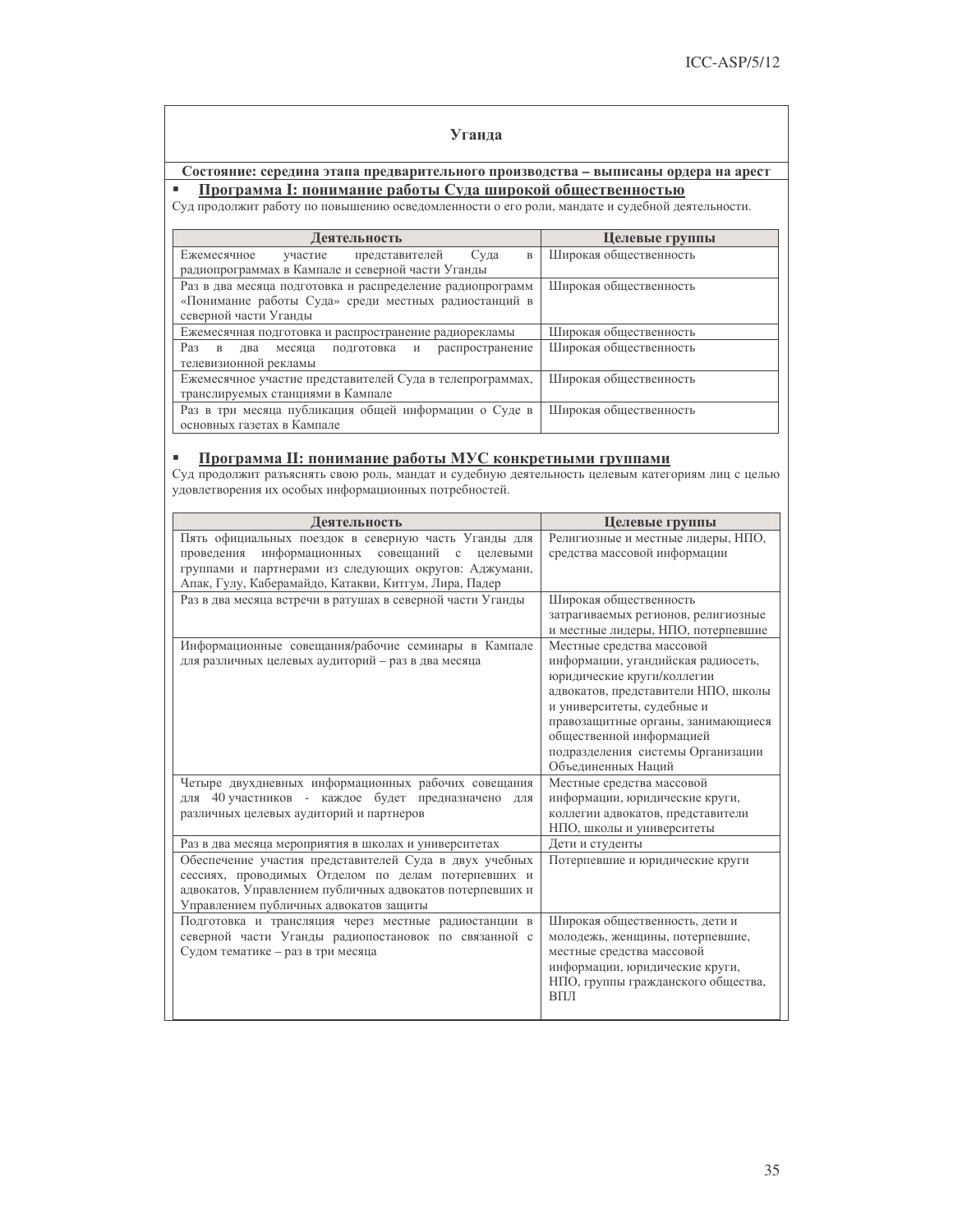## Уганда

**Состояние: середина этапа предварительного производства – выписаны ордера на арест**

- **Программа I: понимание работы Суда широкой общественностью**

Суд продолжит работу по повышению осведомленности о его роли, мандате и судебной деятельности.

| Деятельность | Целевые группы |
|---|---|
| Ежемесячное участие представителей Суда в радиопрограммах в Кампале и северной части Уганды | Широкая общественность |
| Раз в два месяца подготовка и распределение радиопрограмм «Понимание работы Суда» среди местных радиостанций в северной части Уганды | Широкая общественность |
| Ежемесячная подготовка и распространение радиорекламы | Широкая общественность |
| Раз в два месяца подготовка и распространение телевизионной рекламы | Широкая общественность |
| Ежемесячное участие представителей Суда в телепрограммах, транслируемых станциями в Кампале | Широкая общественность |
| Раз в три месяца публикация общей информации о Суде в основных газетах в Кампале | Широкая общественность |

- **Программа II: понимание работы МУС конкретными группами**

Суд продолжит разъяснять свою роль, мандат и судебную деятельность целевым категориям лиц с целью удовлетворения их особых информационных потребностей.

| Деятельность | Целевые группы |
|---|---|
| Пять официальных поездок в северную часть Уганды для проведения информационных совещаний с целевыми группами и партнерами из следующих округов: Аджумани, Апак, Гулу, Каберамайдо, Катакви, Китгум, Лира, Падер | Религиозные и местные лидеры, НПО, средства массовой информации |
| Раз в два месяца встречи в ратушах в северной части Уганды | Широкая общественность затрагиваемых регионов, религиозные и местные лидеры, НПО, потерпевшие |
| Информационные совещания/рабочие семинары в Кампале для различных целевых аудиторий – раз в два месяца | Местные средства массовой информации, угандийская радиосеть, юридические круги/коллегии адвокатов, представители НПО, школы и университеты, судебные и правозащитные органы, занимающиеся общественной информацией подразделения системы Организации Объединенных Наций |
| Четыре двухдневных информационных рабочих совещания для 40 участников - каждое будет предназначено для различных целевых аудиторий и партнеров | Местные средства массовой информации, юридические круги, коллегии адвокатов, представители НПО, школы и университеты |
| Раз в два месяца мероприятия в школах и университетах | Дети и студенты |
| Обеспечение участия представителей Суда в двух учебных сессиях, проводимых Отделом по делам потерпевших и адвокатов, Управлением публичных адвокатов потерпевших и Управлением публичных адвокатов защиты | Потерпевшие и юридические круги |
| Подготовка и трансляция через местные радиостанции в северной части Уганды радиопостановок по связанной с Судом тематике – раз в три месяца | Широкая общественность, дети и молодежь, женщины, потерпевшие, местные средства массовой информации, юридические круги, НПО, группы гражданского общества, ВПЛ |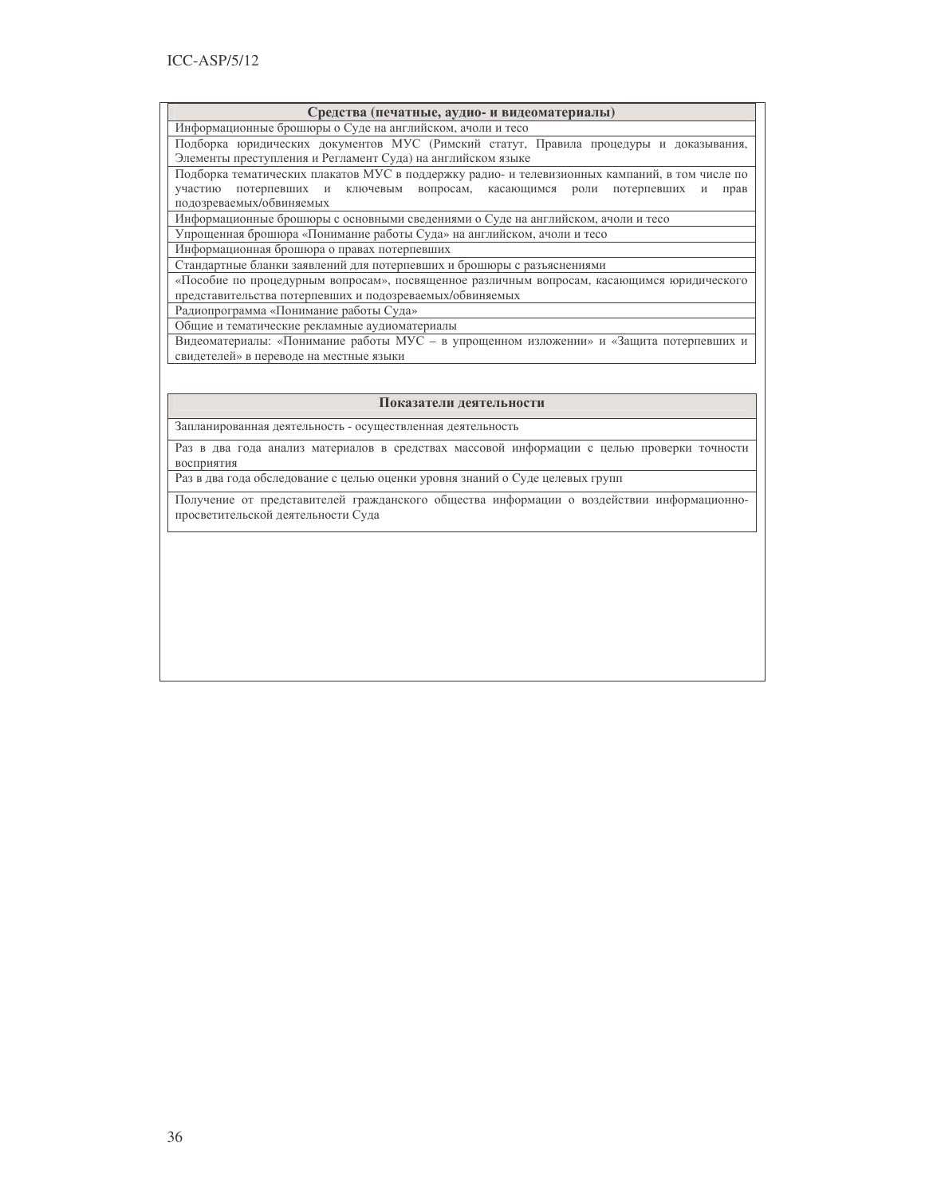| Средства (печатные, аудио- и видеоматериалы) |
|---|
| Информационные брошюры о Суде на английском, ачоли и тесо |
| Подборка юридических документов МУС (Римский статут, Правила процедуры и доказывания, Элементы преступления и Регламент Суда) на английском языке |
| Подборка тематических плакатов МУС в поддержку радио- и телевизионных кампаний, в том числе по участию потерпевших и ключевым вопросам, касающимся роли потерпевших и прав подозреваемых/обвиняемых |
| Информационные брошюры с основными сведениями о Суде на английском, ачоли и тесо |
| Упрощенная брошюра «Понимание работы Суда» на английском, ачоли и тесо |
| Информационная брошюра о правах потерпевших |
| Стандартные бланки заявлений для потерпевших и брошюры с разъяснениями |
| «Пособие по процедурным вопросам», посвященное различным вопросам, касающимся юридического представительства потерпевших и подозреваемых/обвиняемых |
| Радиопрограмма «Понимание работы Суда» |
| Общие и тематические рекламные аудиоматериалы |
| Видеоматериалы: «Понимание работы МУС – в упрощенном изложении» и «Защита потерпевших и свидетелей» в переводе на местные языки |

| Показатели деятельности |
|---|
| Запланированная деятельность - осуществленная деятельность |
| Раз в два года анализ материалов в средствах массовой информации с целью проверки точности восприятия |
| Раз в два года обследование с целью оценки уровня знаний о Суде целевых групп |
| Получение от представителей гражданского общества информации о воздействии информационно-просветительской деятельности Суда |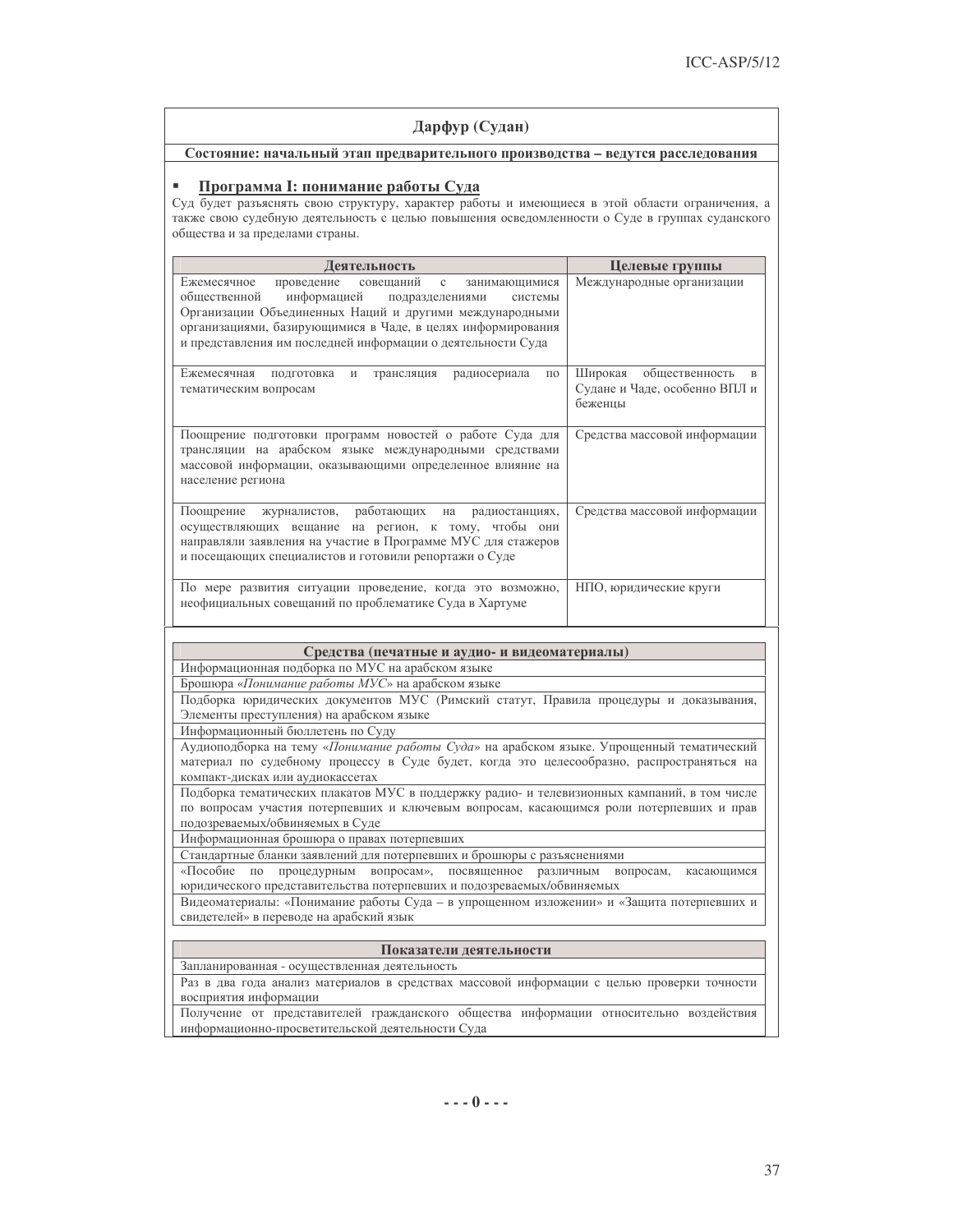## Дарфур (Судан)

**Состояние: начальный этап предварительного производства – ведутся расследования**

- **Программа I: понимание работы Суда**

Суд будет разъяснять свою структуру, характер работы и имеющиеся в этой области ограничения, а также свою судебную деятельность с целью повышения осведомленности о Суде в группах суданского общества и за пределами страны.

| Деятельность | Целевые группы |
|---|---|
| Ежемесячное проведение совещаний с занимающимися общественной информацией подразделениями системы Организации Объединенных Наций и другими международными организациями, базирующимися в Чаде, в целях информирования и представления им последней информации о деятельности Суда | Международные организации |
| Ежемесячная подготовка и трансляция радиосериала по тематическим вопросам | Широкая общественность в Судане и Чаде, особенно ВПЛ и беженцы |
| Поощрение подготовки программ новостей о работе Суда для трансляции на арабском языке международными средствами массовой информации, оказывающими определенное влияние на население региона | Средства массовой информации |
| Поощрение журналистов, работающих на радиостанциях, осуществляющих вещание на регион, к тому, чтобы они направляли заявления на участие в Программе МУС для стажеров и посещающих специалистов и готовили репортажи о Суде | Средства массовой информации |
| По мере развития ситуации проведение, когда это возможно, неофициальных совещаний по проблематике Суда в Хартуме | НПО, юридические круги |

| Средства (печатные и аудио- и видеоматериалы) |
|---|
| Информационная подборка по МУС на арабском языке |
| Брошюра «*Понимание работы МУС*» на арабском языке |
| Подборка юридических документов МУС (Римский статут, Правила процедуры и доказывания, Элементы преступления) на арабском языке |
| Информационный бюллетень по Суду |
| Аудиоподборка на тему «*Понимание работы Суда*» на арабском языке. Упрощенный тематический материал по судебному процессу в Суде будет, когда это целесообразно, распространяться на компакт-дисках или аудиокассетах |
| Подборка тематических плакатов МУС в поддержку радио- и телевизионных кампаний, в том числе по вопросам участия потерпевших и ключевым вопросам, касающимся роли потерпевших и прав подозреваемых/обвиняемых в Суде |
| Информационная брошюра о правах потерпевших |
| Стандартные бланки заявлений для потерпевших и брошюры с разъяснениями |
| «Пособие по процедурным вопросам», посвященное различным вопросам, касающимся юридического представительства потерпевших и подозреваемых/обвиняемых |
| Видеоматериалы: «Понимание работы Суда – в упрощенном изложении» и «Защита потерпевших и свидетелей» в переводе на арабский язык |

| Показатели деятельности |
|---|
| Запланированная - осуществленная деятельность |
| Раз в два года анализ материалов в средствах массовой информации с целью проверки точности восприятия информации |
| Получение от представителей гражданского общества информации относительно воздействия информационно-просветительской деятельности Суда |

**- - - 0 - - -**